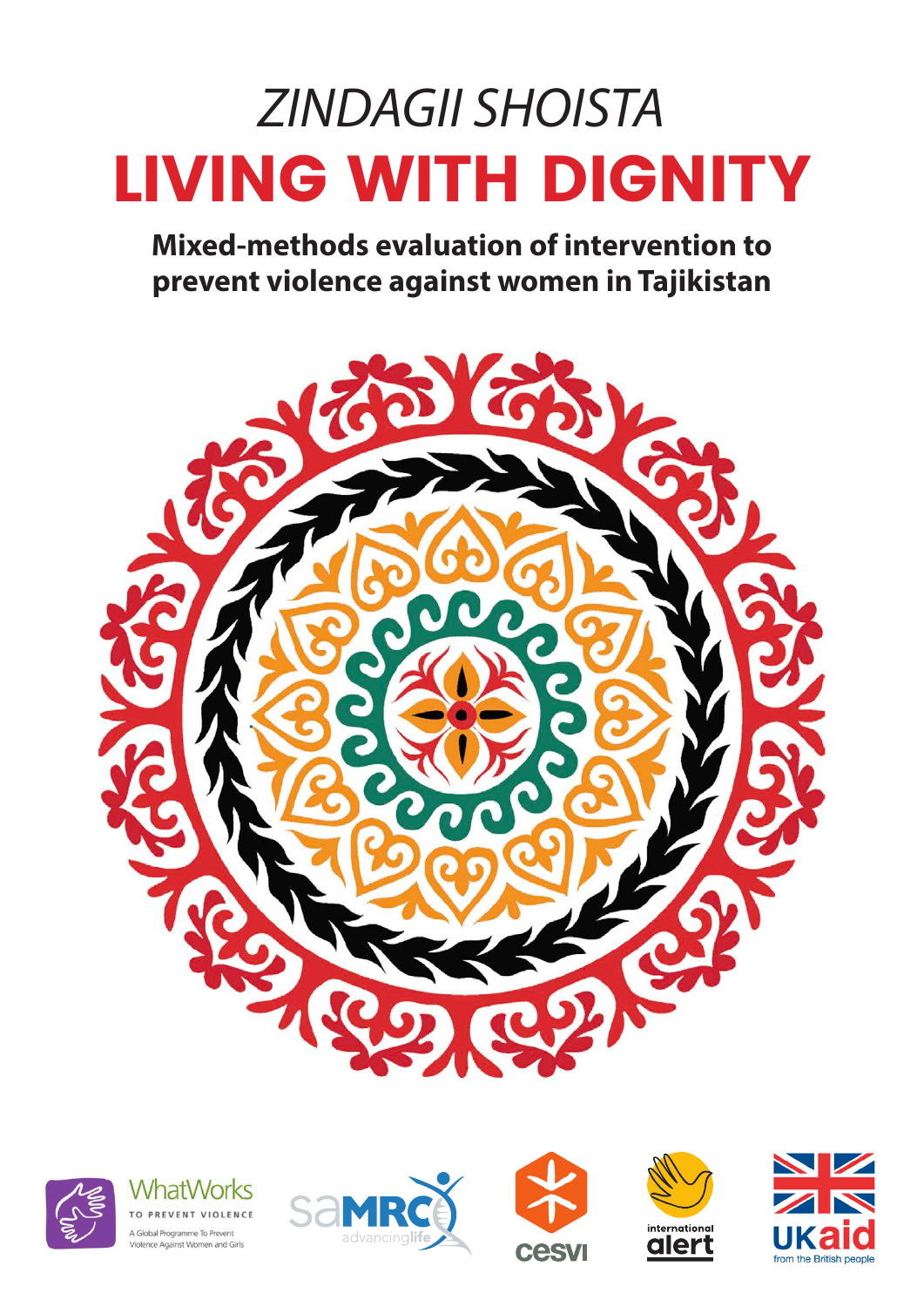# *ZINDAGII SHOISTA*

# LIVING WITH DIGNITY

## Mixed-methods evaluation of intervention to prevent violence against women in Tajikistan

WhatWorks TO PREVENT VIOLENCE A Global Programme To Prevent Violence Against Women and Girls

SAMRC advancing life

cesvi

international alert

UKaid from the British people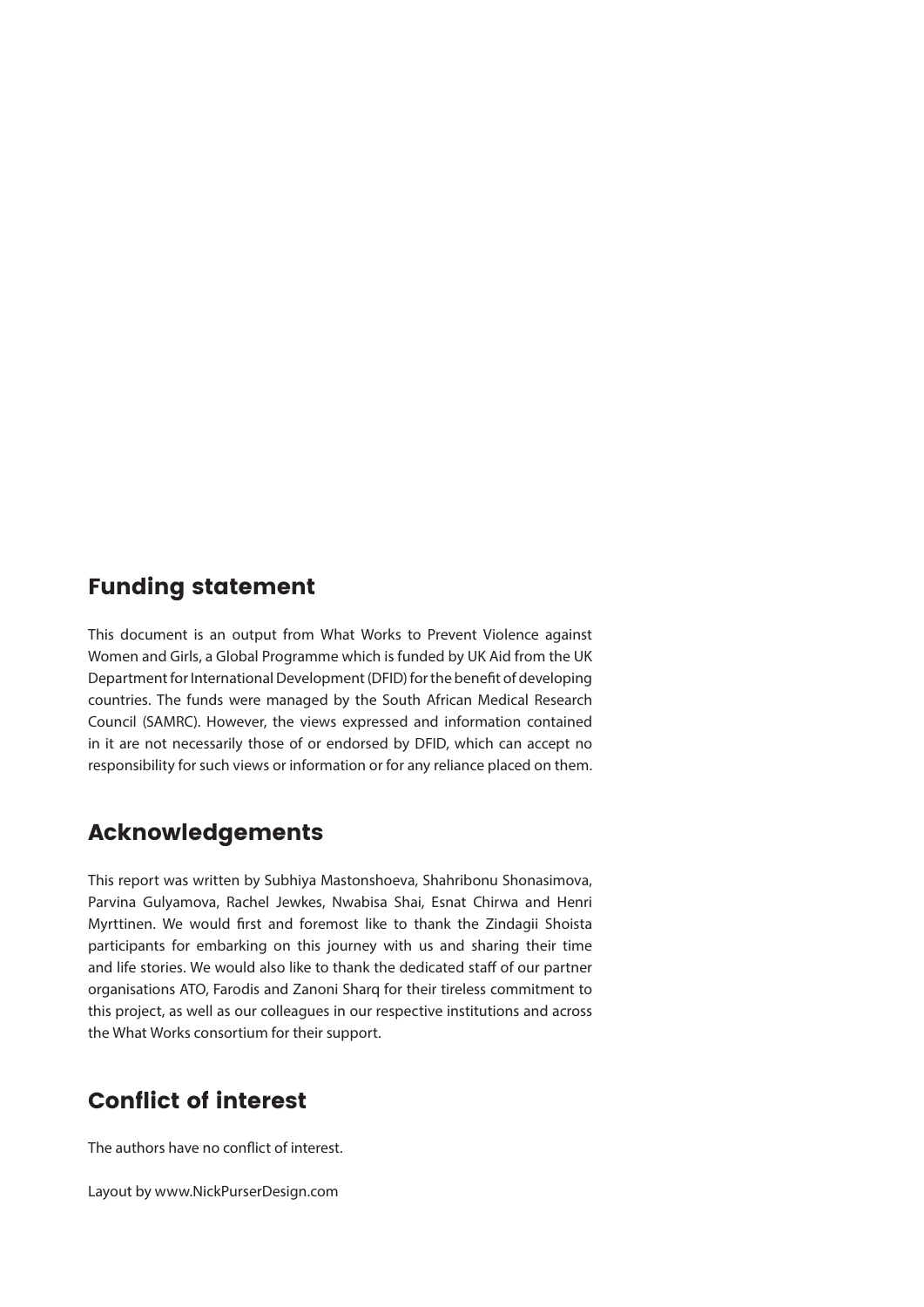## Funding statement

This document is an output from What Works to Prevent Violence against Women and Girls, a Global Programme which is funded by UK Aid from the UK Department for International Development (DFID) for the benefit of developing countries. The funds were managed by the South African Medical Research Council (SAMRC). However, the views expressed and information contained in it are not necessarily those of or endorsed by DFID, which can accept no responsibility for such views or information or for any reliance placed on them.

## Acknowledgements

This report was written by Subhiya Mastonshoeva, Shahribonu Shonasimova, Parvina Gulyamova, Rachel Jewkes, Nwabisa Shai, Esnat Chirwa and Henri Myrttinen. We would first and foremost like to thank the Zindagii Shoista participants for embarking on this journey with us and sharing their time and life stories. We would also like to thank the dedicated staff of our partner organisations ATO, Farodis and Zanoni Sharq for their tireless commitment to this project, as well as our colleagues in our respective institutions and across the What Works consortium for their support.

## Conflict of interest

The authors have no conflict of interest.

Layout by www.NickPurserDesign.com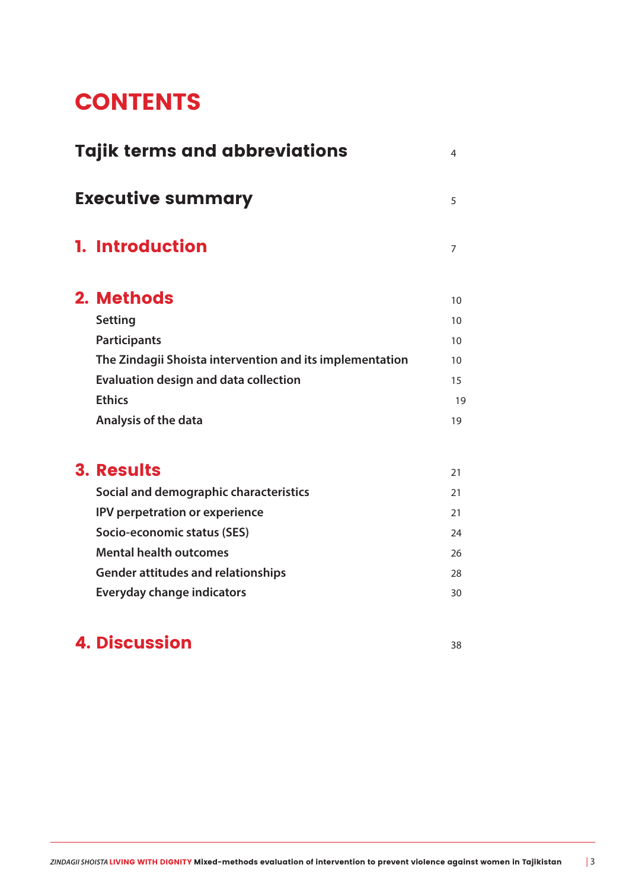# CONTENTS

| | |
|---|---|
| **Tajik terms and abbreviations** | 4 |
| **Executive summary** | 5 |
| **1. Introduction** | 7 |
| **2. Methods** | 10 |
| Setting | 10 |
| Participants | 10 |
| The Zindagii Shoista intervention and its implementation | 10 |
| Evaluation design and data collection | 15 |
| Ethics | 19 |
| Analysis of the data | 19 |
| **3. Results** | 21 |
| Social and demographic characteristics | 21 |
| IPV perpetration or experience | 21 |
| Socio-economic status (SES) | 24 |
| Mental health outcomes | 26 |
| Gender attitudes and relationships | 28 |
| Everyday change indicators | 30 |
| **4. Discussion** | 38 |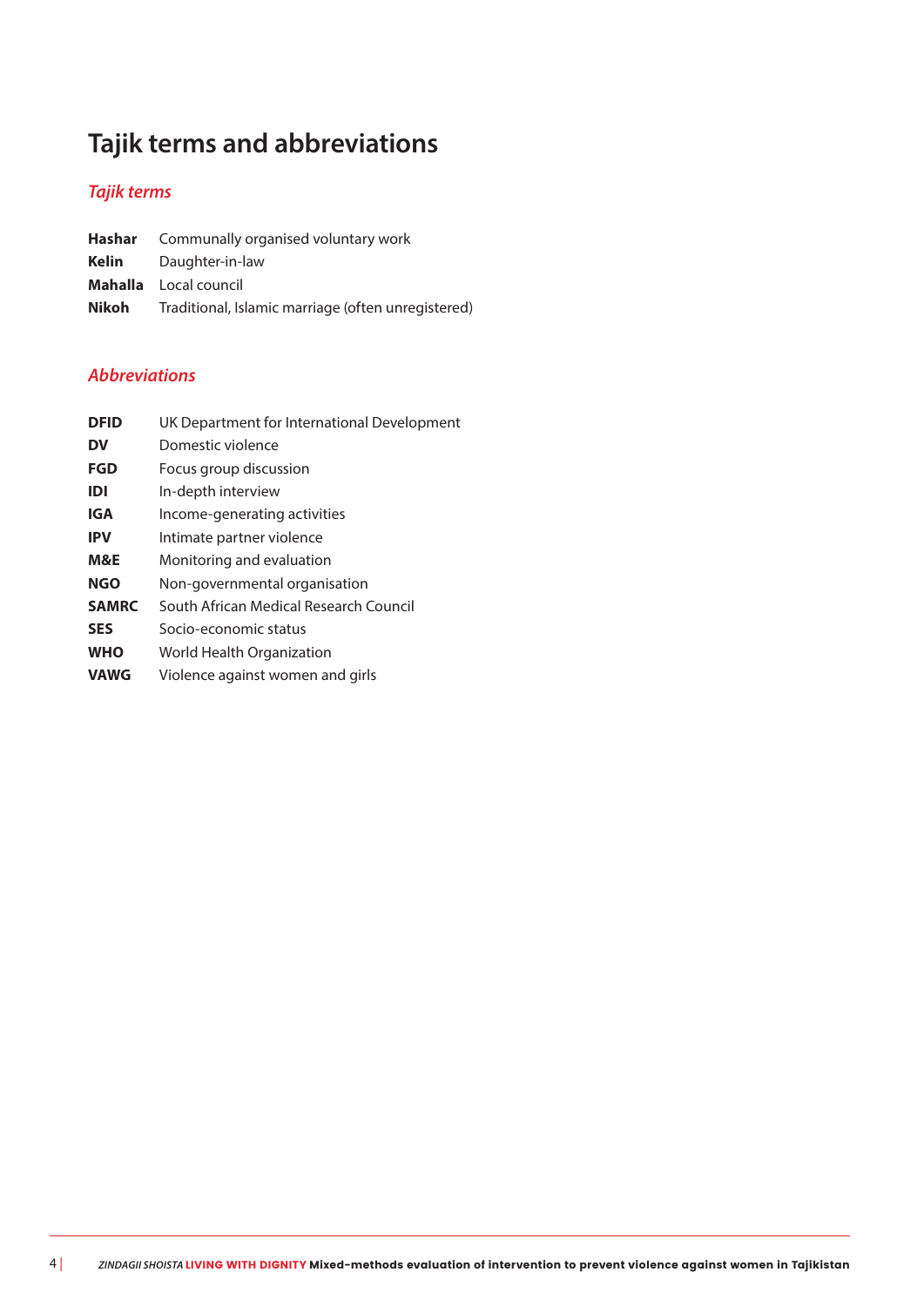# Tajik terms and abbreviations

## *Tajik terms*

| | |
|---|---|
| **Hashar** | Communally organised voluntary work |
| **Kelin** | Daughter-in-law |
| **Mahalla** | Local council |
| **Nikoh** | Traditional, Islamic marriage (often unregistered) |

## *Abbreviations*

| | |
|---|---|
| **DFID** | UK Department for International Development |
| **DV** | Domestic violence |
| **FGD** | Focus group discussion |
| **IDI** | In-depth interview |
| **IGA** | Income-generating activities |
| **IPV** | Intimate partner violence |
| **M&E** | Monitoring and evaluation |
| **NGO** | Non-governmental organisation |
| **SAMRC** | South African Medical Research Council |
| **SES** | Socio-economic status |
| **WHO** | World Health Organization |
| **VAWG** | Violence against women and girls |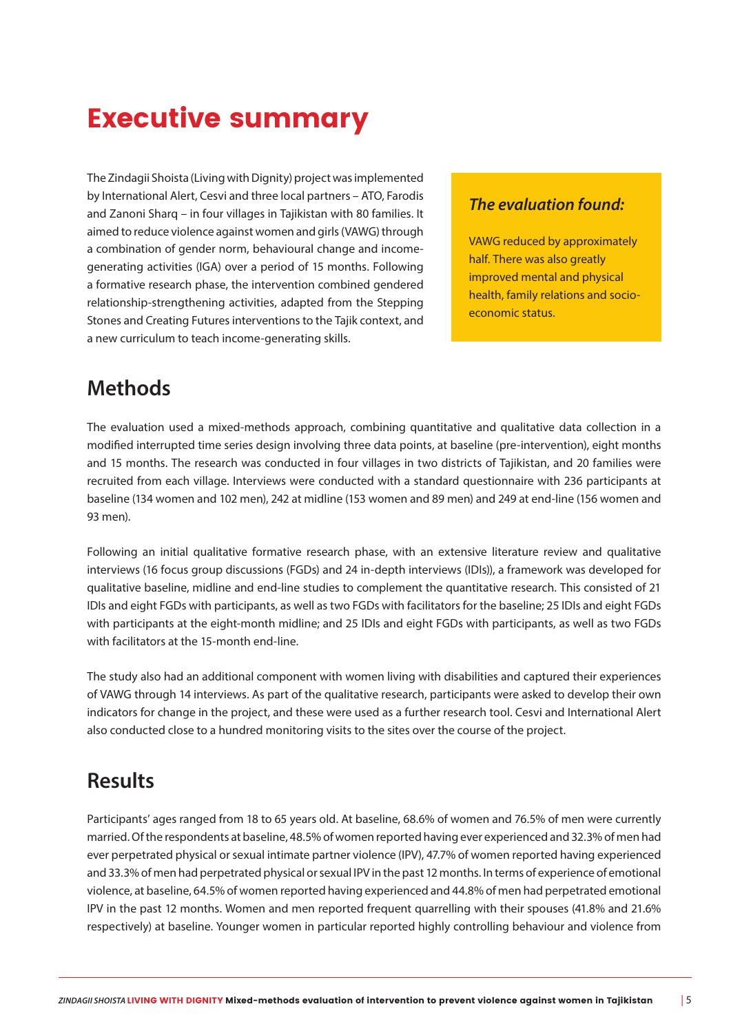# Executive summary

The Zindagii Shoista (Living with Dignity) project was implemented by International Alert, Cesvi and three local partners – ATO, Farodis and Zanoni Sharq – in four villages in Tajikistan with 80 families. It aimed to reduce violence against women and girls (VAWG) through a combination of gender norm, behavioural change and income-generating activities (IGA) over a period of 15 months. Following a formative research phase, the intervention combined gendered relationship-strengthening activities, adapted from the Stepping Stones and Creating Futures interventions to the Tajik context, and a new curriculum to teach income-generating skills.

> ***The evaluation found:***
>
> VAWG reduced by approximately half. There was also greatly improved mental and physical health, family relations and socio-economic status.

## Methods

The evaluation used a mixed-methods approach, combining quantitative and qualitative data collection in a modified interrupted time series design involving three data points, at baseline (pre-intervention), eight months and 15 months. The research was conducted in four villages in two districts of Tajikistan, and 20 families were recruited from each village. Interviews were conducted with a standard questionnaire with 236 participants at baseline (134 women and 102 men), 242 at midline (153 women and 89 men) and 249 at end-line (156 women and 93 men).

Following an initial qualitative formative research phase, with an extensive literature review and qualitative interviews (16 focus group discussions (FGDs) and 24 in-depth interviews (IDIs)), a framework was developed for qualitative baseline, midline and end-line studies to complement the quantitative research. This consisted of 21 IDIs and eight FGDs with participants, as well as two FGDs with facilitators for the baseline; 25 IDIs and eight FGDs with participants at the eight-month midline; and 25 IDIs and eight FGDs with participants, as well as two FGDs with facilitators at the 15-month end-line.

The study also had an additional component with women living with disabilities and captured their experiences of VAWG through 14 interviews. As part of the qualitative research, participants were asked to develop their own indicators for change in the project, and these were used as a further research tool. Cesvi and International Alert also conducted close to a hundred monitoring visits to the sites over the course of the project.

## Results

Participants' ages ranged from 18 to 65 years old. At baseline, 68.6% of women and 76.5% of men were currently married. Of the respondents at baseline, 48.5% of women reported having ever experienced and 32.3% of men had ever perpetrated physical or sexual intimate partner violence (IPV), 47.7% of women reported having experienced and 33.3% of men had perpetrated physical or sexual IPV in the past 12 months. In terms of experience of emotional violence, at baseline, 64.5% of women reported having experienced and 44.8% of men had perpetrated emotional IPV in the past 12 months. Women and men reported frequent quarrelling with their spouses (41.8% and 21.6% respectively) at baseline. Younger women in particular reported highly controlling behaviour and violence from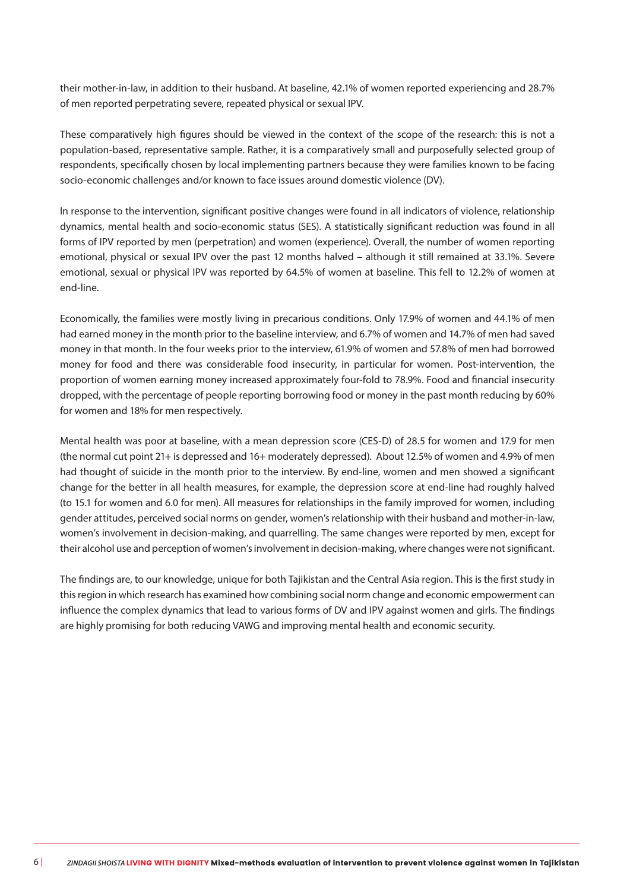their mother-in-law, in addition to their husband. At baseline, 42.1% of women reported experiencing and 28.7% of men reported perpetrating severe, repeated physical or sexual IPV.

These comparatively high figures should be viewed in the context of the scope of the research: this is not a population-based, representative sample. Rather, it is a comparatively small and purposefully selected group of respondents, specifically chosen by local implementing partners because they were families known to be facing socio-economic challenges and/or known to face issues around domestic violence (DV).

In response to the intervention, significant positive changes were found in all indicators of violence, relationship dynamics, mental health and socio-economic status (SES). A statistically significant reduction was found in all forms of IPV reported by men (perpetration) and women (experience). Overall, the number of women reporting emotional, physical or sexual IPV over the past 12 months halved – although it still remained at 33.1%. Severe emotional, sexual or physical IPV was reported by 64.5% of women at baseline. This fell to 12.2% of women at end-line.

Economically, the families were mostly living in precarious conditions. Only 17.9% of women and 44.1% of men had earned money in the month prior to the baseline interview, and 6.7% of women and 14.7% of men had saved money in that month. In the four weeks prior to the interview, 61.9% of women and 57.8% of men had borrowed money for food and there was considerable food insecurity, in particular for women. Post-intervention, the proportion of women earning money increased approximately four-fold to 78.9%. Food and financial insecurity dropped, with the percentage of people reporting borrowing food or money in the past month reducing by 60% for women and 18% for men respectively.

Mental health was poor at baseline, with a mean depression score (CES-D) of 28.5 for women and 17.9 for men (the normal cut point 21+ is depressed and 16+ moderately depressed). About 12.5% of women and 4.9% of men had thought of suicide in the month prior to the interview. By end-line, women and men showed a significant change for the better in all health measures, for example, the depression score at end-line had roughly halved (to 15.1 for women and 6.0 for men). All measures for relationships in the family improved for women, including gender attitudes, perceived social norms on gender, women's relationship with their husband and mother-in-law, women's involvement in decision-making, and quarrelling. The same changes were reported by men, except for their alcohol use and perception of women's involvement in decision-making, where changes were not significant.

The findings are, to our knowledge, unique for both Tajikistan and the Central Asia region. This is the first study in this region in which research has examined how combining social norm change and economic empowerment can influence the complex dynamics that lead to various forms of DV and IPV against women and girls. The findings are highly promising for both reducing VAWG and improving mental health and economic security.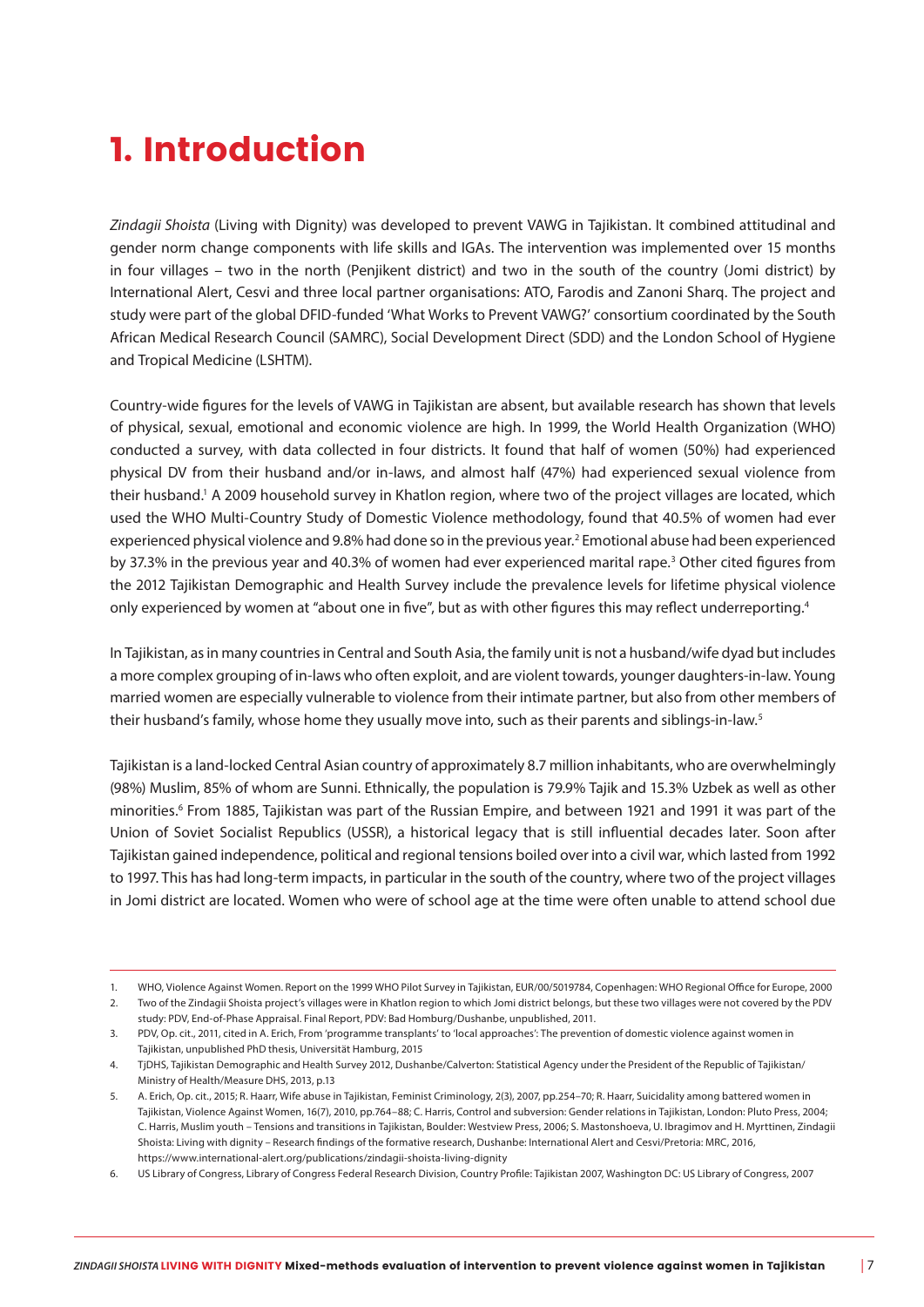# 1. Introduction

*Zindagii Shoista* (Living with Dignity) was developed to prevent VAWG in Tajikistan. It combined attitudinal and gender norm change components with life skills and IGAs. The intervention was implemented over 15 months in four villages – two in the north (Penjikent district) and two in the south of the country (Jomi district) by International Alert, Cesvi and three local partner organisations: ATO, Farodis and Zanoni Sharq. The project and study were part of the global DFID-funded 'What Works to Prevent VAWG?' consortium coordinated by the South African Medical Research Council (SAMRC), Social Development Direct (SDD) and the London School of Hygiene and Tropical Medicine (LSHTM).

Country-wide figures for the levels of VAWG in Tajikistan are absent, but available research has shown that levels of physical, sexual, emotional and economic violence are high. In 1999, the World Health Organization (WHO) conducted a survey, with data collected in four districts. It found that half of women (50%) had experienced physical DV from their husband and/or in-laws, and almost half (47%) had experienced sexual violence from their husband.[1] A 2009 household survey in Khatlon region, where two of the project villages are located, which used the WHO Multi-Country Study of Domestic Violence methodology, found that 40.5% of women had ever experienced physical violence and 9.8% had done so in the previous year.[2] Emotional abuse had been experienced by 37.3% in the previous year and 40.3% of women had ever experienced marital rape.[3] Other cited figures from the 2012 Tajikistan Demographic and Health Survey include the prevalence levels for lifetime physical violence only experienced by women at "about one in five", but as with other figures this may reflect underreporting.[4]

In Tajikistan, as in many countries in Central and South Asia, the family unit is not a husband/wife dyad but includes a more complex grouping of in-laws who often exploit, and are violent towards, younger daughters-in-law. Young married women are especially vulnerable to violence from their intimate partner, but also from other members of their husband's family, whose home they usually move into, such as their parents and siblings-in-law.[5]

Tajikistan is a land-locked Central Asian country of approximately 8.7 million inhabitants, who are overwhelmingly (98%) Muslim, 85% of whom are Sunni. Ethnically, the population is 79.9% Tajik and 15.3% Uzbek as well as other minorities.[6] From 1885, Tajikistan was part of the Russian Empire, and between 1921 and 1991 it was part of the Union of Soviet Socialist Republics (USSR), a historical legacy that is still influential decades later. Soon after Tajikistan gained independence, political and regional tensions boiled over into a civil war, which lasted from 1992 to 1997. This has had long-term impacts, in particular in the south of the country, where two of the project villages in Jomi district are located. Women who were of school age at the time were often unable to attend school due

---

1. WHO, Violence Against Women. Report on the 1999 WHO Pilot Survey in Tajikistan, EUR/00/5019784, Copenhagen: WHO Regional Office for Europe, 2000
2. Two of the Zindagii Shoista project's villages were in Khatlon region to which Jomi district belongs, but these two villages were not covered by the PDV study: PDV, End-of-Phase Appraisal. Final Report, PDV: Bad Homburg/Dushanbe, unpublished, 2011.
3. PDV, Op. cit., 2011, cited in A. Erich, From 'programme transplants' to 'local approaches': The prevention of domestic violence against women in Tajikistan, unpublished PhD thesis, Universität Hamburg, 2015
4. TjDHS, Tajikistan Demographic and Health Survey 2012, Dushanbe/Calverton: Statistical Agency under the President of the Republic of Tajikistan/ Ministry of Health/Measure DHS, 2013, p.13
5. A. Erich, Op. cit., 2015; R. Haarr, Wife abuse in Tajikistan, Feminist Criminology, 2(3), 2007, pp.254–70; R. Haarr, Suicidality among battered women in Tajikistan, Violence Against Women, 16(7), 2010, pp.764–88; C. Harris, Control and subversion: Gender relations in Tajikistan, London: Pluto Press, 2004; C. Harris, Muslim youth – Tensions and transitions in Tajikistan, Boulder: Westview Press, 2006; S. Mastonshoeva, U. Ibragimov and H. Myrttinen, Zindagii Shoista: Living with dignity – Research findings of the formative research, Dushanbe: International Alert and Cesvi/Pretoria: MRC, 2016, https://www.international-alert.org/publications/zindagii-shoista-living-dignity
6. US Library of Congress, Library of Congress Federal Research Division, Country Profile: Tajikistan 2007, Washington DC: US Library of Congress, 2007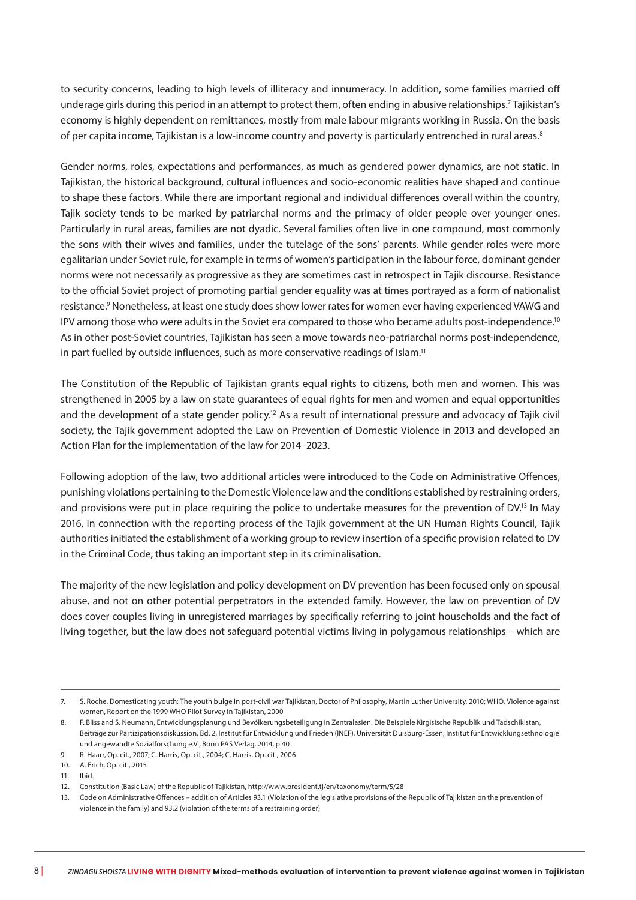to security concerns, leading to high levels of illiteracy and innumeracy. In addition, some families married off underage girls during this period in an attempt to protect them, often ending in abusive relationships.[7] Tajikistan's economy is highly dependent on remittances, mostly from male labour migrants working in Russia. On the basis of per capita income, Tajikistan is a low-income country and poverty is particularly entrenched in rural areas.[8]

Gender norms, roles, expectations and performances, as much as gendered power dynamics, are not static. In Tajikistan, the historical background, cultural influences and socio-economic realities have shaped and continue to shape these factors. While there are important regional and individual differences overall within the country, Tajik society tends to be marked by patriarchal norms and the primacy of older people over younger ones. Particularly in rural areas, families are not dyadic. Several families often live in one compound, most commonly the sons with their wives and families, under the tutelage of the sons' parents. While gender roles were more egalitarian under Soviet rule, for example in terms of women's participation in the labour force, dominant gender norms were not necessarily as progressive as they are sometimes cast in retrospect in Tajik discourse. Resistance to the official Soviet project of promoting partial gender equality was at times portrayed as a form of nationalist resistance.[9] Nonetheless, at least one study does show lower rates for women ever having experienced VAWG and IPV among those who were adults in the Soviet era compared to those who became adults post-independence.[10] As in other post-Soviet countries, Tajikistan has seen a move towards neo-patriarchal norms post-independence, in part fuelled by outside influences, such as more conservative readings of Islam.[11]

The Constitution of the Republic of Tajikistan grants equal rights to citizens, both men and women. This was strengthened in 2005 by a law on state guarantees of equal rights for men and women and equal opportunities and the development of a state gender policy.[12] As a result of international pressure and advocacy of Tajik civil society, the Tajik government adopted the Law on Prevention of Domestic Violence in 2013 and developed an Action Plan for the implementation of the law for 2014–2023.

Following adoption of the law, two additional articles were introduced to the Code on Administrative Offences, punishing violations pertaining to the Domestic Violence law and the conditions established by restraining orders, and provisions were put in place requiring the police to undertake measures for the prevention of DV.[13] In May 2016, in connection with the reporting process of the Tajik government at the UN Human Rights Council, Tajik authorities initiated the establishment of a working group to review insertion of a specific provision related to DV in the Criminal Code, thus taking an important step in its criminalisation.

The majority of the new legislation and policy development on DV prevention has been focused only on spousal abuse, and not on other potential perpetrators in the extended family. However, the law on prevention of DV does cover couples living in unregistered marriages by specifically referring to joint households and the fact of living together, but the law does not safeguard potential victims living in polygamous relationships – which are

---

7. S. Roche, Domesticating youth: The youth bulge in post-civil war Tajikistan, Doctor of Philosophy, Martin Luther University, 2010; WHO, Violence against women, Report on the 1999 WHO Pilot Survey in Tajikistan, 2000
8. F. Bliss and S. Neumann, Entwicklungsplanung und Bevölkerungsbeteiligung in Zentralasien. Die Beispiele Kirgisische Republik und Tadschikistan, Beiträge zur Partizipationsdiskussion, Bd. 2, Institut für Entwicklung und Frieden (INEF), Universität Duisburg-Essen, Institut für Entwicklungsethnologie und angewandte Sozialforschung e.V., Bonn PAS Verlag, 2014, p.40
9. R. Haarr, Op. cit., 2007; C. Harris, Op. cit., 2004; C. Harris, Op. cit., 2006
10. A. Erich, Op. cit., 2015
11. Ibid.
12. Constitution (Basic Law) of the Republic of Tajikistan, http://www.president.tj/en/taxonomy/term/5/28
13. Code on Administrative Offences – addition of Articles 93.1 (Violation of the legislative provisions of the Republic of Tajikistan on the prevention of violence in the family) and 93.2 (violation of the terms of a restraining order)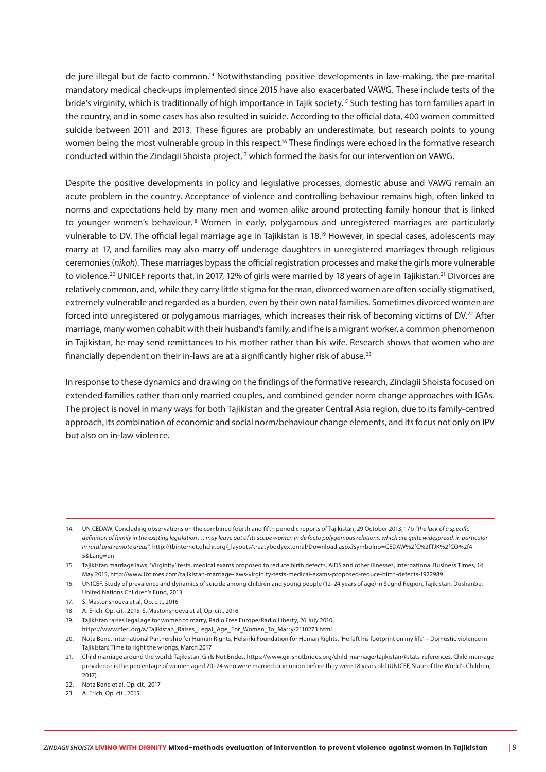de jure illegal but de facto common.[14] Notwithstanding positive developments in law-making, the pre-marital mandatory medical check-ups implemented since 2015 have also exacerbated VAWG. These include tests of the bride's virginity, which is traditionally of high importance in Tajik society.[15] Such testing has torn families apart in the country, and in some cases has also resulted in suicide. According to the official data, 400 women committed suicide between 2011 and 2013. These figures are probably an underestimate, but research points to young women being the most vulnerable group in this respect.[16] These findings were echoed in the formative research conducted within the Zindagii Shoista project,[17] which formed the basis for our intervention on VAWG.

Despite the positive developments in policy and legislative processes, domestic abuse and VAWG remain an acute problem in the country. Acceptance of violence and controlling behaviour remains high, often linked to norms and expectations held by many men and women alike around protecting family honour that is linked to younger women's behaviour.[18] Women in early, polygamous and unregistered marriages are particularly vulnerable to DV. The official legal marriage age in Tajikistan is 18.[19] However, in special cases, adolescents may marry at 17, and families may also marry off underage daughters in unregistered marriages through religious ceremonies (*nikoh*). These marriages bypass the official registration processes and make the girls more vulnerable to violence.[20] UNICEF reports that, in 2017, 12% of girls were married by 18 years of age in Tajikistan.[21] Divorces are relatively common, and, while they carry little stigma for the man, divorced women are often socially stigmatised, extremely vulnerable and regarded as a burden, even by their own natal families. Sometimes divorced women are forced into unregistered or polygamous marriages, which increases their risk of becoming victims of DV.[22] After marriage, many women cohabit with their husband's family, and if he is a migrant worker, a common phenomenon in Tajikistan, he may send remittances to his mother rather than his wife. Research shows that women who are financially dependent on their in-laws are at a significantly higher risk of abuse.[23]

In response to these dynamics and drawing on the findings of the formative research, Zindagii Shoista focused on extended families rather than only married couples, and combined gender norm change approaches with IGAs. The project is novel in many ways for both Tajikistan and the greater Central Asia region, due to its family-centred approach, its combination of economic and social norm/behaviour change elements, and its focus not only on IPV but also on in-law violence.

---

14. UN CEDAW, Concluding observations on the combined fourth and fifth periodic reports of Tajikistan, 29 October 2013, 17b *"the lack of a specific definition of family in the existing legislation . . . may leave out of its scope women in de facto polygamous relations, which are quite widespread, in particular in rural and remote areas"*, http://tbinternet.ohchr.org/_layouts/treatybodyexternal/Download.aspx?symbolno=CEDAW%2fC%2fTJK%2fCO%2f4-5&Lang=en
15. Tajikistan marriage laws: 'Virginity' tests, medical exams proposed to reduce birth defects, AIDS and other illnesses, International Business Times, 14 May 2015, http://www.ibtimes.com/tajikistan-marriage-laws-virginity-tests-medical-exams-proposed-reduce-birth-defects-1922989
16. UNICEF, Study of prevalence and dynamics of suicide among children and young people (12–24 years of age) in Sughd Region, Tajikistan, Dushanbe: United Nations Children's Fund, 2013
17. S. Mastonshoeva et al, Op. cit., 2016
18. A. Erich, Op. cit., 2015; S. Mastonshoeva et al, Op. cit., 2016
19. Tajikistan raises legal age for women to marry, Radio Free Europe/Radio Liberty, 26 July 2010, https://www.rferl.org/a/Tajikistan_Raises_Legal_Age_For_Women_To_Marry/2110273.html
20. Nota Bene, International Partnership for Human Rights, Helsinki Foundation for Human Rights, 'He left his footprint on my life' – Domestic violence in Tajikistan: Time to right the wrongs, March 2017
21. Child marriage around the world: Tajikistan, Girls Not Brides, https://www.girlsnotbrides.org/child-marriage/tajikistan/#stats-references. Child marriage prevalence is the percentage of women aged 20–24 who were married or in union before they were 18 years old (UNICEF, State of the World's Children, 2017).
22. Nota Bene et al, Op. cit., 2017
23. A. Erich, Op. cit., 2015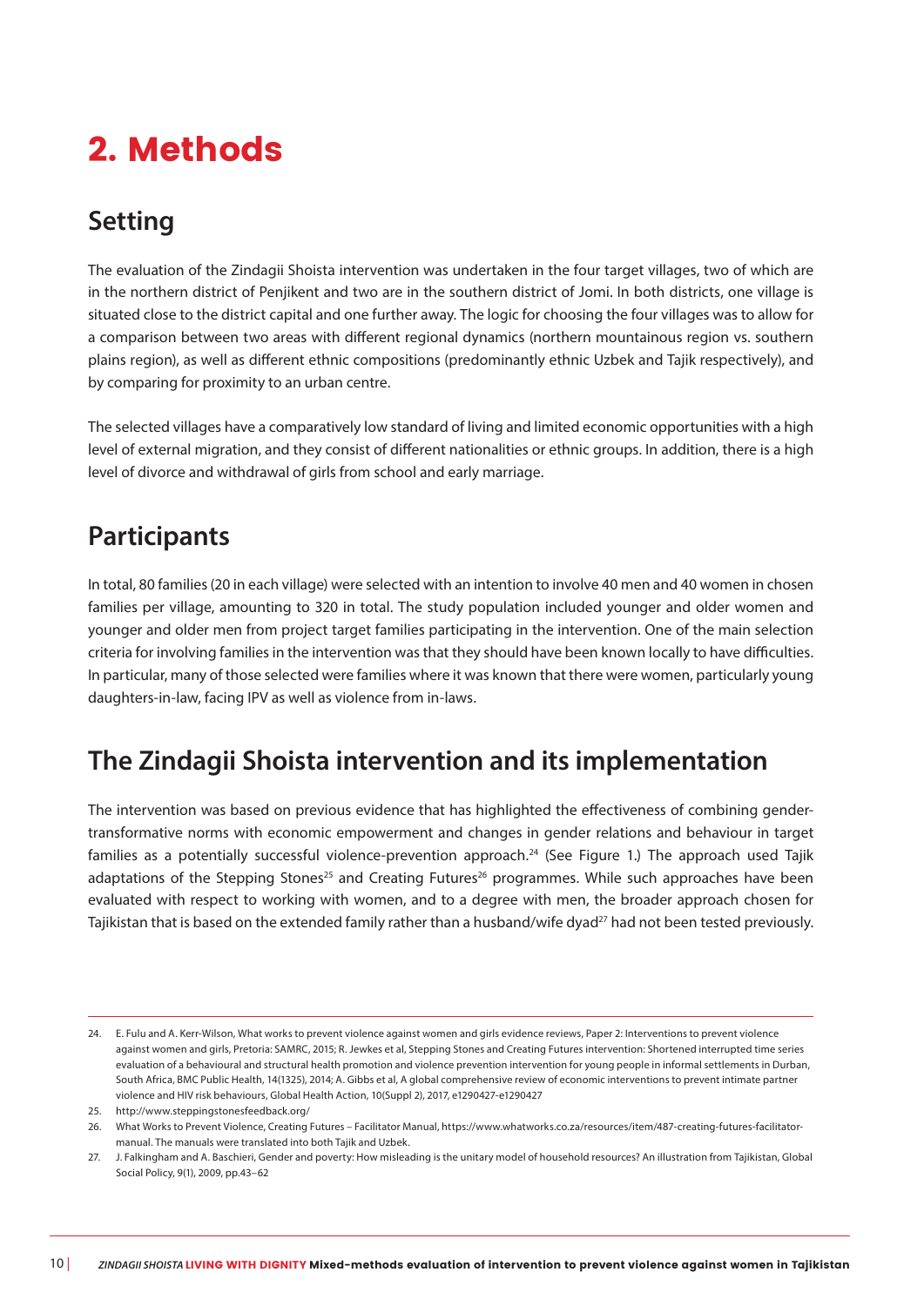# 2. Methods

## Setting

The evaluation of the Zindagii Shoista intervention was undertaken in the four target villages, two of which are in the northern district of Penjikent and two are in the southern district of Jomi. In both districts, one village is situated close to the district capital and one further away. The logic for choosing the four villages was to allow for a comparison between two areas with different regional dynamics (northern mountainous region vs. southern plains region), as well as different ethnic compositions (predominantly ethnic Uzbek and Tajik respectively), and by comparing for proximity to an urban centre.

The selected villages have a comparatively low standard of living and limited economic opportunities with a high level of external migration, and they consist of different nationalities or ethnic groups. In addition, there is a high level of divorce and withdrawal of girls from school and early marriage.

## Participants

In total, 80 families (20 in each village) were selected with an intention to involve 40 men and 40 women in chosen families per village, amounting to 320 in total. The study population included younger and older women and younger and older men from project target families participating in the intervention. One of the main selection criteria for involving families in the intervention was that they should have been known locally to have difficulties. In particular, many of those selected were families where it was known that there were women, particularly young daughters-in-law, facing IPV as well as violence from in-laws.

## The Zindagii Shoista intervention and its implementation

The intervention was based on previous evidence that has highlighted the effectiveness of combining gender-transformative norms with economic empowerment and changes in gender relations and behaviour in target families as a potentially successful violence-prevention approach.[24] (See Figure 1.) The approach used Tajik adaptations of the Stepping Stones[25] and Creating Futures[26] programmes. While such approaches have been evaluated with respect to working with women, and to a degree with men, the broader approach chosen for Tajikistan that is based on the extended family rather than a husband/wife dyad[27] had not been tested previously.

---

24. E. Fulu and A. Kerr-Wilson, What works to prevent violence against women and girls evidence reviews, Paper 2: Interventions to prevent violence against women and girls, Pretoria: SAMRC, 2015; R. Jewkes et al, Stepping Stones and Creating Futures intervention: Shortened interrupted time series evaluation of a behavioural and structural health promotion and violence prevention intervention for young people in informal settlements in Durban, South Africa, BMC Public Health, 14(1325), 2014; A. Gibbs et al, A global comprehensive review of economic interventions to prevent intimate partner violence and HIV risk behaviours, Global Health Action, 10(Suppl 2), 2017, e1290427-e1290427
25. http://www.steppingstonesfeedback.org/
26. What Works to Prevent Violence, Creating Futures – Facilitator Manual, https://www.whatworks.co.za/resources/item/487-creating-futures-facilitator-manual. The manuals were translated into both Tajik and Uzbek.
27. J. Falkingham and A. Baschieri, Gender and poverty: How misleading is the unitary model of household resources? An illustration from Tajikistan, Global Social Policy, 9(1), 2009, pp.43–62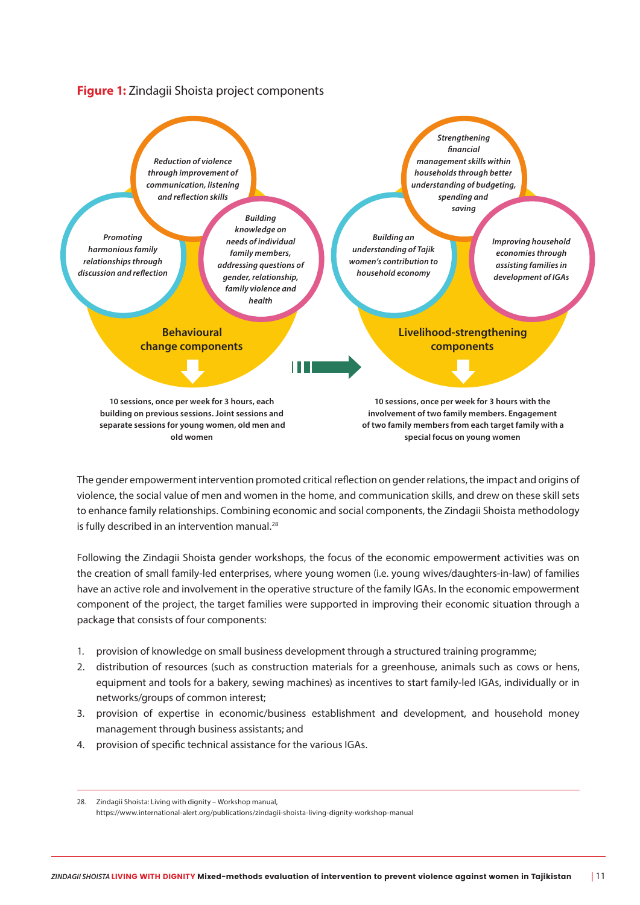**Figure 1:** Zindagii Shoista project components

**Behavioural change components**

- *Reduction of violence through improvement of communication, listening and reflection skills*
- *Promoting harmonious family relationships through discussion and reflection*
- *Building knowledge on needs of individual family members, addressing questions of gender, relationship, family violence and health*

**10 sessions, once per week for 3 hours, each building on previous sessions. Joint sessions and separate sessions for young women, old men and old women**

**Livelihood-strengthening components**

- *Strengthening financial management skills within households through better understanding of budgeting, spending and saving*
- *Building an understanding of Tajik women's contribution to household economy*
- *Improving household economies through assisting families in development of IGAs*

**10 sessions, once per week for 3 hours with the involvement of two family members. Engagement of two family members from each target family with a special focus on young women**

The gender empowerment intervention promoted critical reflection on gender relations, the impact and origins of violence, the social value of men and women in the home, and communication skills, and drew on these skill sets to enhance family relationships. Combining economic and social components, the Zindagii Shoista methodology is fully described in an intervention manual.[28]

Following the Zindagii Shoista gender workshops, the focus of the economic empowerment activities was on the creation of small family-led enterprises, where young women (i.e. young wives/daughters-in-law) of families have an active role and involvement in the operative structure of the family IGAs. In the economic empowerment component of the project, the target families were supported in improving their economic situation through a package that consists of four components:

1. provision of knowledge on small business development through a structured training programme;
2. distribution of resources (such as construction materials for a greenhouse, animals such as cows or hens, equipment and tools for a bakery, sewing machines) as incentives to start family-led IGAs, individually or in networks/groups of common interest;
3. provision of expertise in economic/business establishment and development, and household money management through business assistants; and
4. provision of specific technical assistance for the various IGAs.

28. Zindagii Shoista: Living with dignity – Workshop manual, https://www.international-alert.org/publications/zindagii-shoista-living-dignity-workshop-manual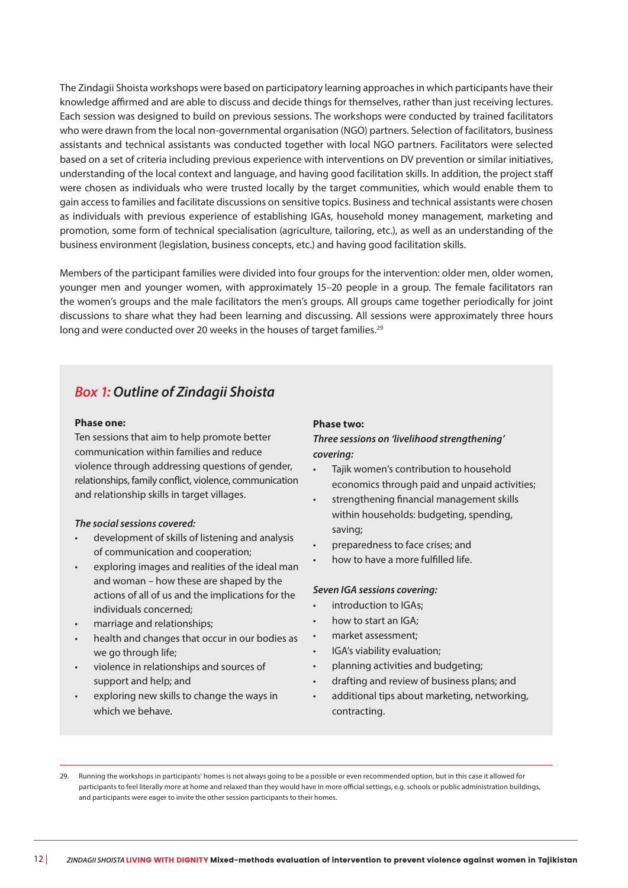The Zindagii Shoista workshops were based on participatory learning approaches in which participants have their knowledge affirmed and are able to discuss and decide things for themselves, rather than just receiving lectures. Each session was designed to build on previous sessions. The workshops were conducted by trained facilitators who were drawn from the local non-governmental organisation (NGO) partners. Selection of facilitators, business assistants and technical assistants was conducted together with local NGO partners. Facilitators were selected based on a set of criteria including previous experience with interventions on DV prevention or similar initiatives, understanding of the local context and language, and having good facilitation skills. In addition, the project staff were chosen as individuals who were trusted locally by the target communities, which would enable them to gain access to families and facilitate discussions on sensitive topics. Business and technical assistants were chosen as individuals with previous experience of establishing IGAs, household money management, marketing and promotion, some form of technical specialisation (agriculture, tailoring, etc.), as well as an understanding of the business environment (legislation, business concepts, etc.) and having good facilitation skills.

Members of the participant families were divided into four groups for the intervention: older men, older women, younger men and younger women, with approximately 15–20 people in a group. The female facilitators ran the women's groups and the male facilitators the men's groups. All groups came together periodically for joint discussions to share what they had been learning and discussing. All sessions were approximately three hours long and were conducted over 20 weeks in the houses of target families.[29]

### *Box 1: Outline of Zindagii Shoista*

**Phase one:**

Ten sessions that aim to help promote better communication within families and reduce violence through addressing questions of gender, relationships, family conflict, violence, communication and relationship skills in target villages.

***The social sessions covered:***

- development of skills of listening and analysis of communication and cooperation;
- exploring images and realities of the ideal man and woman – how these are shaped by the actions of all of us and the implications for the individuals concerned;
- marriage and relationships;
- health and changes that occur in our bodies as we go through life;
- violence in relationships and sources of support and help; and
- exploring new skills to change the ways in which we behave.

**Phase two:**

***Three sessions on 'livelihood strengthening' covering:***

- Tajik women's contribution to household economics through paid and unpaid activities;
- strengthening financial management skills within households: budgeting, spending, saving;
- preparedness to face crises; and
- how to have a more fulfilled life.

***Seven IGA sessions covering:***

- introduction to IGAs;
- how to start an IGA;
- market assessment;
- IGA's viability evaluation;
- planning activities and budgeting;
- drafting and review of business plans; and
- additional tips about marketing, networking, contracting.

---

29. Running the workshops in participants' homes is not always going to be a possible or even recommended option, but in this case it allowed for participants to feel literally more at home and relaxed than they would have in more official settings, e.g. schools or public administration buildings, and participants were eager to invite the other session participants to their homes.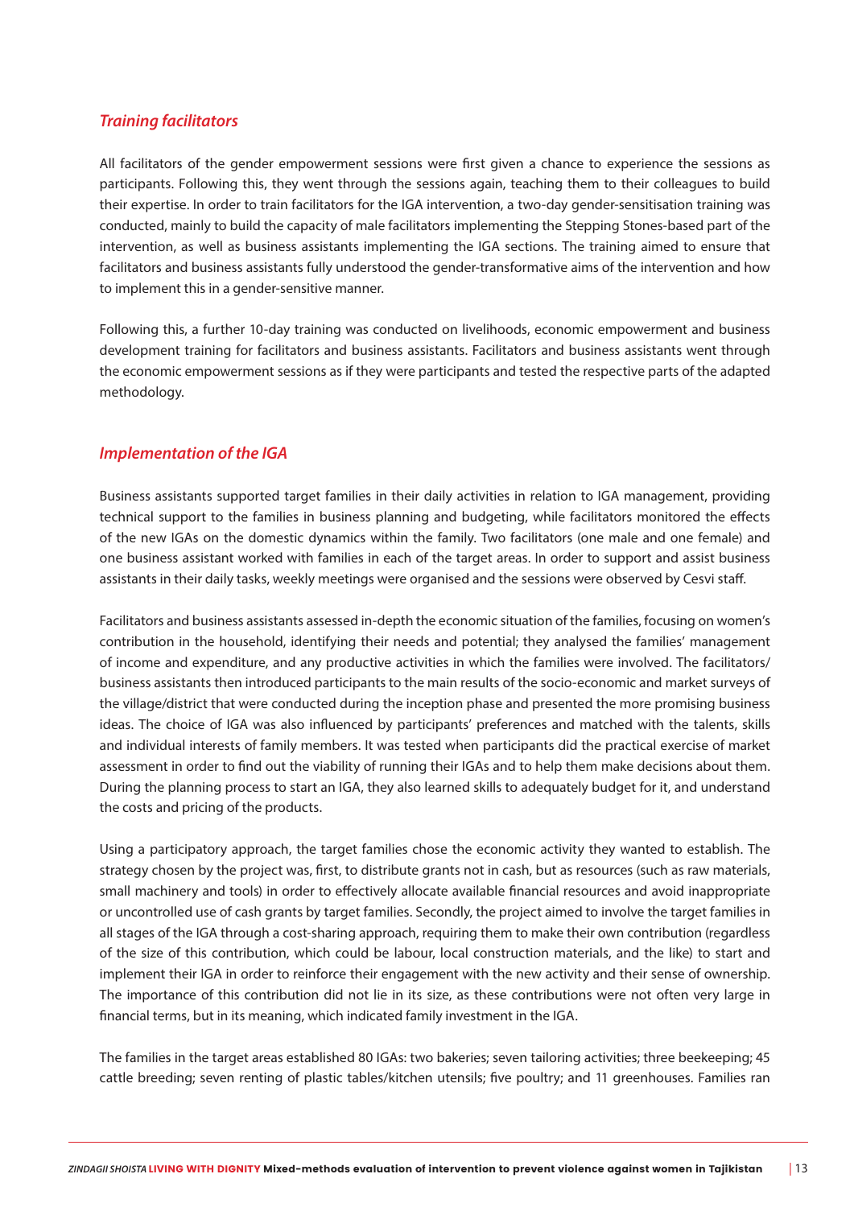### *Training facilitators*

All facilitators of the gender empowerment sessions were first given a chance to experience the sessions as participants. Following this, they went through the sessions again, teaching them to their colleagues to build their expertise. In order to train facilitators for the IGA intervention, a two-day gender-sensitisation training was conducted, mainly to build the capacity of male facilitators implementing the Stepping Stones-based part of the intervention, as well as business assistants implementing the IGA sections. The training aimed to ensure that facilitators and business assistants fully understood the gender-transformative aims of the intervention and how to implement this in a gender-sensitive manner.

Following this, a further 10-day training was conducted on livelihoods, economic empowerment and business development training for facilitators and business assistants. Facilitators and business assistants went through the economic empowerment sessions as if they were participants and tested the respective parts of the adapted methodology.

### *Implementation of the IGA*

Business assistants supported target families in their daily activities in relation to IGA management, providing technical support to the families in business planning and budgeting, while facilitators monitored the effects of the new IGAs on the domestic dynamics within the family. Two facilitators (one male and one female) and one business assistant worked with families in each of the target areas. In order to support and assist business assistants in their daily tasks, weekly meetings were organised and the sessions were observed by Cesvi staff.

Facilitators and business assistants assessed in-depth the economic situation of the families, focusing on women's contribution in the household, identifying their needs and potential; they analysed the families' management of income and expenditure, and any productive activities in which the families were involved. The facilitators/ business assistants then introduced participants to the main results of the socio-economic and market surveys of the village/district that were conducted during the inception phase and presented the more promising business ideas. The choice of IGA was also influenced by participants' preferences and matched with the talents, skills and individual interests of family members. It was tested when participants did the practical exercise of market assessment in order to find out the viability of running their IGAs and to help them make decisions about them. During the planning process to start an IGA, they also learned skills to adequately budget for it, and understand the costs and pricing of the products.

Using a participatory approach, the target families chose the economic activity they wanted to establish. The strategy chosen by the project was, first, to distribute grants not in cash, but as resources (such as raw materials, small machinery and tools) in order to effectively allocate available financial resources and avoid inappropriate or uncontrolled use of cash grants by target families. Secondly, the project aimed to involve the target families in all stages of the IGA through a cost-sharing approach, requiring them to make their own contribution (regardless of the size of this contribution, which could be labour, local construction materials, and the like) to start and implement their IGA in order to reinforce their engagement with the new activity and their sense of ownership. The importance of this contribution did not lie in its size, as these contributions were not often very large in financial terms, but in its meaning, which indicated family investment in the IGA.

The families in the target areas established 80 IGAs: two bakeries; seven tailoring activities; three beekeeping; 45 cattle breeding; seven renting of plastic tables/kitchen utensils; five poultry; and 11 greenhouses. Families ran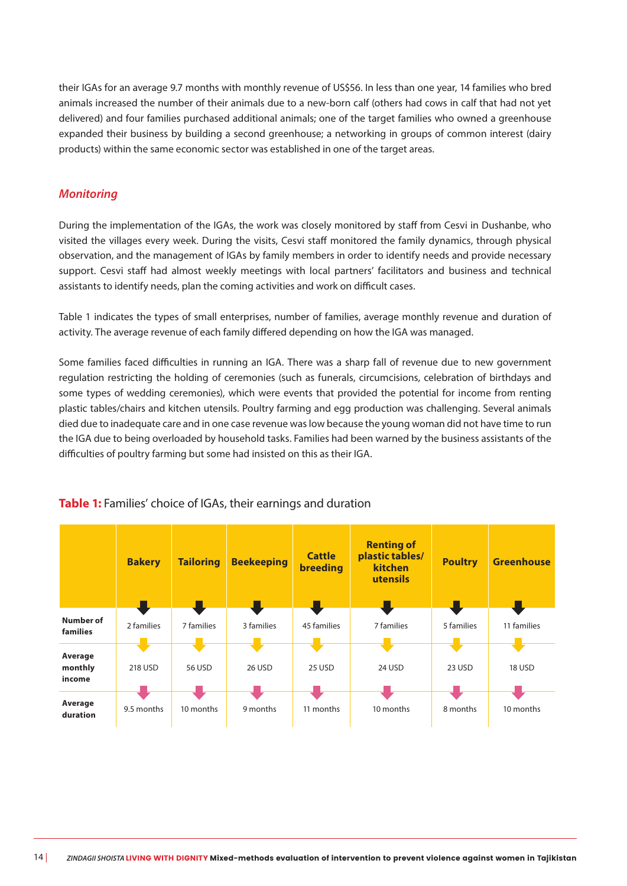their IGAs for an average 9.7 months with monthly revenue of US$56. In less than one year, 14 families who bred animals increased the number of their animals due to a new-born calf (others had cows in calf that had not yet delivered) and four families purchased additional animals; one of the target families who owned a greenhouse expanded their business by building a second greenhouse; a networking in groups of common interest (dairy products) within the same economic sector was established in one of the target areas.

### *Monitoring*

During the implementation of the IGAs, the work was closely monitored by staff from Cesvi in Dushanbe, who visited the villages every week. During the visits, Cesvi staff monitored the family dynamics, through physical observation, and the management of IGAs by family members in order to identify needs and provide necessary support. Cesvi staff had almost weekly meetings with local partners' facilitators and business and technical assistants to identify needs, plan the coming activities and work on difficult cases.

Table 1 indicates the types of small enterprises, number of families, average monthly revenue and duration of activity. The average revenue of each family differed depending on how the IGA was managed.

Some families faced difficulties in running an IGA. There was a sharp fall of revenue due to new government regulation restricting the holding of ceremonies (such as funerals, circumcisions, celebration of birthdays and some types of wedding ceremonies), which were events that provided the potential for income from renting plastic tables/chairs and kitchen utensils. Poultry farming and egg production was challenging. Several animals died due to inadequate care and in one case revenue was low because the young woman did not have time to run the IGA due to being overloaded by household tasks. Families had been warned by the business assistants of the difficulties of poultry farming but some had insisted on this as their IGA.

**Table 1:** Families' choice of IGAs, their earnings and duration

| | **Bakery** | **Tailoring** | **Beekeeping** | **Cattle breeding** | **Renting of plastic tables/ kitchen utensils** | **Poultry** | **Greenhouse** |
|---|---|---|---|---|---|---|---|
| **Number of families** | 2 families | 7 families | 3 families | 45 families | 7 families | 5 families | 11 families |
| **Average monthly income** | 218 USD | 56 USD | 26 USD | 25 USD | 24 USD | 23 USD | 18 USD |
| **Average duration** | 9.5 months | 10 months | 9 months | 11 months | 10 months | 8 months | 10 months |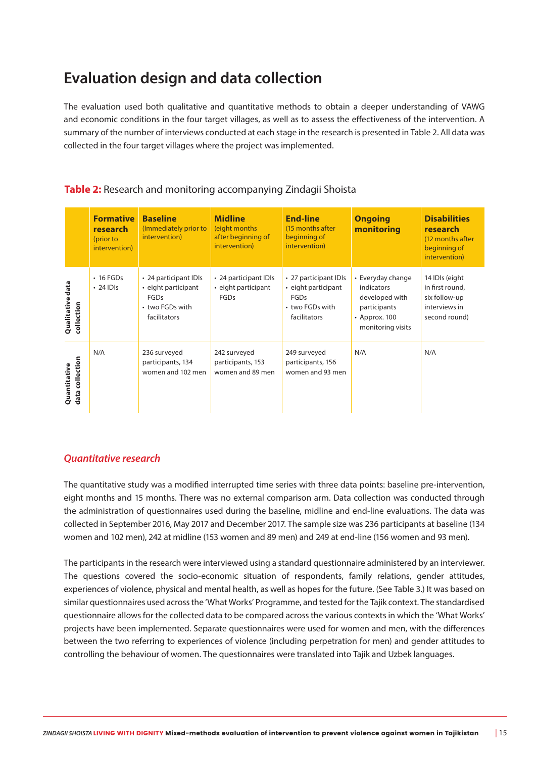# Evaluation design and data collection

The evaluation used both qualitative and quantitative methods to obtain a deeper understanding of VAWG and economic conditions in the four target villages, as well as to assess the effectiveness of the intervention. A summary of the number of interviews conducted at each stage in the research is presented in Table 2. All data was collected in the four target villages where the project was implemented.

**Table 2:** Research and monitoring accompanying Zindagii Shoista

| | **Formative research** (prior to intervention) | **Baseline** (Immediately prior to intervention) | **Midline** (eight months after beginning of intervention) | **End-line** (15 months after beginning of intervention) | **Ongoing monitoring** | **Disabilities research** (12 months after beginning of intervention) |
|---|---|---|---|---|---|---|
| **Qualitative data collection** | • 16 FGDs<br>• 24 IDIs | • 24 participant IDIs<br>• eight participant FGDs<br>• two FGDs with facilitators | • 24 participant IDIs<br>• eight participant FGDs | • 27 participant IDIs<br>• eight participant FGDs<br>• two FGDs with facilitators | • Everyday change indicators developed with participants<br>• Approx. 100 monitoring visits | 14 IDIs (eight in first round, six follow-up interviews in second round) |
| **Quantitative data collection** | N/A | 236 surveyed participants, 134 women and 102 men | 242 surveyed participants, 153 women and 89 men | 249 surveyed participants, 156 women and 93 men | N/A | N/A |

## *Quantitative research*

The quantitative study was a modified interrupted time series with three data points: baseline pre-intervention, eight months and 15 months. There was no external comparison arm. Data collection was conducted through the administration of questionnaires used during the baseline, midline and end-line evaluations. The data was collected in September 2016, May 2017 and December 2017. The sample size was 236 participants at baseline (134 women and 102 men), 242 at midline (153 women and 89 men) and 249 at end-line (156 women and 93 men).

The participants in the research were interviewed using a standard questionnaire administered by an interviewer. The questions covered the socio-economic situation of respondents, family relations, gender attitudes, experiences of violence, physical and mental health, as well as hopes for the future. (See Table 3.) It was based on similar questionnaires used across the 'What Works' Programme, and tested for the Tajik context. The standardised questionnaire allows for the collected data to be compared across the various contexts in which the 'What Works' projects have been implemented. Separate questionnaires were used for women and men, with the differences between the two referring to experiences of violence (including perpetration for men) and gender attitudes to controlling the behaviour of women. The questionnaires were translated into Tajik and Uzbek languages.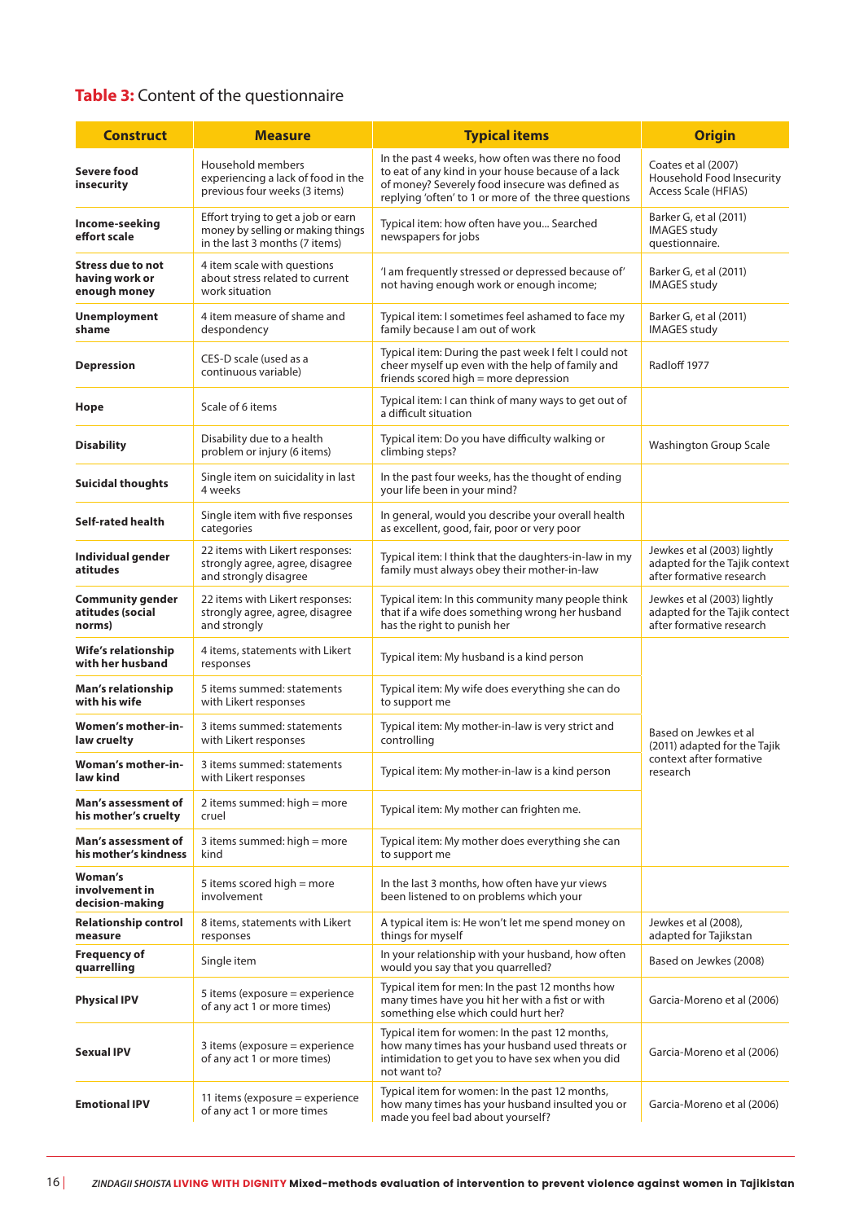**Table 3:** Content of the questionnaire

| Construct | Measure | Typical items | Origin |
|---|---|---|---|
| **Severe food insecurity** | Household members experiencing a lack of food in the previous four weeks (3 items) | In the past 4 weeks, how often was there no food to eat of any kind in your house because of a lack of money? Severely food insecure was defined as replying 'often' to 1 or more of the three questions | Coates et al (2007) Household Food Insecurity Access Scale (HFIAS) |
| **Income-seeking effort scale** | Effort trying to get a job or earn money by selling or making things in the last 3 months (7 items) | Typical item: how often have you... Searched newspapers for jobs | Barker G, et al (2011) IMAGES study questionnaire. |
| **Stress due to not having work or enough money** | 4 item scale with questions about stress related to current work situation | 'I am frequently stressed or depressed because of' not having enough work or enough income; | Barker G, et al (2011) IMAGES study |
| **Unemployment shame** | 4 item measure of shame and despondency | Typical item: I sometimes feel ashamed to face my family because I am out of work | Barker G, et al (2011) IMAGES study |
| **Depression** | CES-D scale (used as a continuous variable) | Typical item: During the past week I felt I could not cheer myself up even with the help of family and friends scored high = more depression | Radloff 1977 |
| **Hope** | Scale of 6 items | Typical item: I can think of many ways to get out of a difficult situation | |
| **Disability** | Disability due to a health problem or injury (6 items) | Typical item: Do you have difficulty walking or climbing steps? | Washington Group Scale |
| **Suicidal thoughts** | Single item on suicidality in last 4 weeks | In the past four weeks, has the thought of ending your life been in your mind? | |
| **Self-rated health** | Single item with five responses categories | In general, would you describe your overall health as excellent, good, fair, poor or very poor | |
| **Individual gender atitudes** | 22 items with Likert responses: strongly agree, agree, disagree and strongly disagree | Typical item: I think that the daughters-in-law in my family must always obey their mother-in-law | Jewkes et al (2003) lightly adapted for the Tajik context after formative research |
| **Community gender atitudes (social norms)** | 22 items with Likert responses: strongly agree, agree, disagree and strongly | Typical item: In this community many people think that if a wife does something wrong her husband has the right to punish her | Jewkes et al (2003) lightly adapted for the Tajik contect after formative research |
| **Wife's relationship with her husband** | 4 items, statements with Likert responses | Typical item: My husband is a kind person | Based on Jewkes et al (2011) adapted for the Tajik context after formative research |
| **Man's relationship with his wife** | 5 items summed: statements with Likert responses | Typical item: My wife does everything she can do to support me | |
| **Women's mother-in-law cruelty** | 3 items summed: statements with Likert responses | Typical item: My mother-in-law is very strict and controlling | |
| **Woman's mother-in-law kind** | 3 items summed: statements with Likert responses | Typical item: My mother-in-law is a kind person | |
| **Man's assessment of his mother's cruelty** | 2 items summed: high = more cruel | Typical item: My mother can frighten me. | |
| **Man's assessment of his mother's kindness** | 3 items summed: high = more kind | Typical item: My mother does everything she can to support me | |
| **Woman's involvement in decision-making** | 5 items scored high = more involvement | In the last 3 months, how often have yur views been listened to on problems which your | |
| **Relationship control measure** | 8 items, statements with Likert responses | A typical item is: He won't let me spend money on things for myself | Jewkes et al (2008), adapted for Tajikstan |
| **Frequency of quarrelling** | Single item | In your relationship with your husband, how often would you say that you quarrelled? | Based on Jewkes (2008) |
| **Physical IPV** | 5 items (exposure = experience of any act 1 or more times) | Typical item for men: In the past 12 months how many times have you hit her with a fist or with something else which could hurt her? | Garcia-Moreno et al (2006) |
| **Sexual IPV** | 3 items (exposure = experience of any act 1 or more times) | Typical item for women: In the past 12 months, how many times has your husband used threats or intimidation to get you to have sex when you did not want to? | Garcia-Moreno et al (2006) |
| **Emotional IPV** | 11 items (exposure = experience of any act 1 or more times | Typical item for women: In the past 12 months, how many times has your husband insulted you or made you feel bad about yourself? | Garcia-Moreno et al (2006) |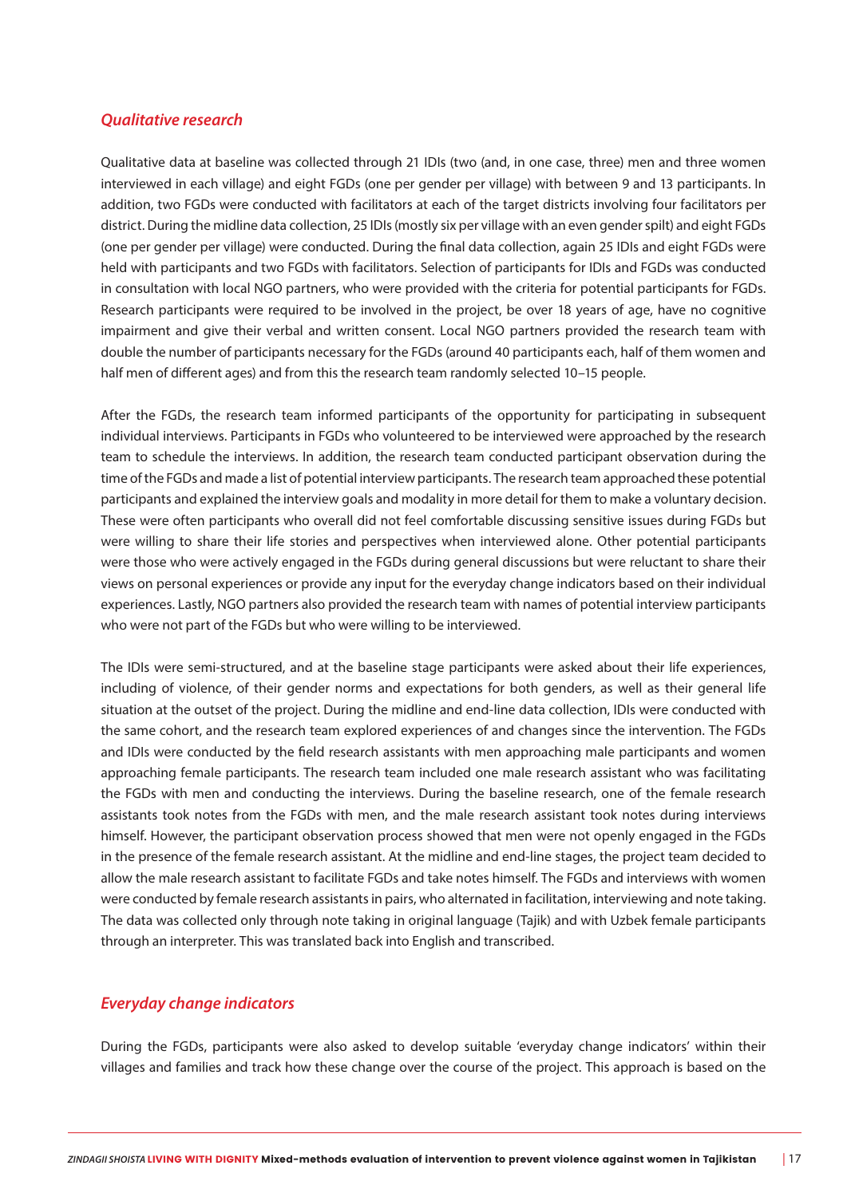### *Qualitative research*

Qualitative data at baseline was collected through 21 IDIs (two (and, in one case, three) men and three women interviewed in each village) and eight FGDs (one per gender per village) with between 9 and 13 participants. In addition, two FGDs were conducted with facilitators at each of the target districts involving four facilitators per district. During the midline data collection, 25 IDIs (mostly six per village with an even gender spilt) and eight FGDs (one per gender per village) were conducted. During the final data collection, again 25 IDIs and eight FGDs were held with participants and two FGDs with facilitators. Selection of participants for IDIs and FGDs was conducted in consultation with local NGO partners, who were provided with the criteria for potential participants for FGDs. Research participants were required to be involved in the project, be over 18 years of age, have no cognitive impairment and give their verbal and written consent. Local NGO partners provided the research team with double the number of participants necessary for the FGDs (around 40 participants each, half of them women and half men of different ages) and from this the research team randomly selected 10–15 people.

After the FGDs, the research team informed participants of the opportunity for participating in subsequent individual interviews. Participants in FGDs who volunteered to be interviewed were approached by the research team to schedule the interviews. In addition, the research team conducted participant observation during the time of the FGDs and made a list of potential interview participants. The research team approached these potential participants and explained the interview goals and modality in more detail for them to make a voluntary decision. These were often participants who overall did not feel comfortable discussing sensitive issues during FGDs but were willing to share their life stories and perspectives when interviewed alone. Other potential participants were those who were actively engaged in the FGDs during general discussions but were reluctant to share their views on personal experiences or provide any input for the everyday change indicators based on their individual experiences. Lastly, NGO partners also provided the research team with names of potential interview participants who were not part of the FGDs but who were willing to be interviewed.

The IDIs were semi-structured, and at the baseline stage participants were asked about their life experiences, including of violence, of their gender norms and expectations for both genders, as well as their general life situation at the outset of the project. During the midline and end-line data collection, IDIs were conducted with the same cohort, and the research team explored experiences of and changes since the intervention. The FGDs and IDIs were conducted by the field research assistants with men approaching male participants and women approaching female participants. The research team included one male research assistant who was facilitating the FGDs with men and conducting the interviews. During the baseline research, one of the female research assistants took notes from the FGDs with men, and the male research assistant took notes during interviews himself. However, the participant observation process showed that men were not openly engaged in the FGDs in the presence of the female research assistant. At the midline and end-line stages, the project team decided to allow the male research assistant to facilitate FGDs and take notes himself. The FGDs and interviews with women were conducted by female research assistants in pairs, who alternated in facilitation, interviewing and note taking. The data was collected only through note taking in original language (Tajik) and with Uzbek female participants through an interpreter. This was translated back into English and transcribed.

### *Everyday change indicators*

During the FGDs, participants were also asked to develop suitable 'everyday change indicators' within their villages and families and track how these change over the course of the project. This approach is based on the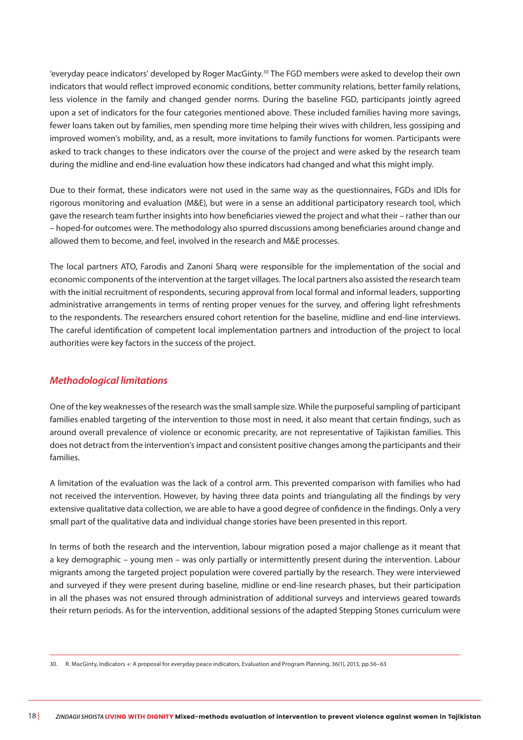'everyday peace indicators' developed by Roger MacGinty.[30] The FGD members were asked to develop their own indicators that would reflect improved economic conditions, better community relations, better family relations, less violence in the family and changed gender norms. During the baseline FGD, participants jointly agreed upon a set of indicators for the four categories mentioned above. These included families having more savings, fewer loans taken out by families, men spending more time helping their wives with children, less gossiping and improved women's mobility, and, as a result, more invitations to family functions for women. Participants were asked to track changes to these indicators over the course of the project and were asked by the research team during the midline and end-line evaluation how these indicators had changed and what this might imply.

Due to their format, these indicators were not used in the same way as the questionnaires, FGDs and IDIs for rigorous monitoring and evaluation (M&E), but were in a sense an additional participatory research tool, which gave the research team further insights into how beneficiaries viewed the project and what their – rather than our – hoped-for outcomes were. The methodology also spurred discussions among beneficiaries around change and allowed them to become, and feel, involved in the research and M&E processes.

The local partners ATO, Farodis and Zanoni Sharq were responsible for the implementation of the social and economic components of the intervention at the target villages. The local partners also assisted the research team with the initial recruitment of respondents, securing approval from local formal and informal leaders, supporting administrative arrangements in terms of renting proper venues for the survey, and offering light refreshments to the respondents. The researchers ensured cohort retention for the baseline, midline and end-line interviews. The careful identification of competent local implementation partners and introduction of the project to local authorities were key factors in the success of the project.

### *Methodological limitations*

One of the key weaknesses of the research was the small sample size. While the purposeful sampling of participant families enabled targeting of the intervention to those most in need, it also meant that certain findings, such as around overall prevalence of violence or economic precarity, are not representative of Tajikistan families. This does not detract from the intervention's impact and consistent positive changes among the participants and their families.

A limitation of the evaluation was the lack of a control arm. This prevented comparison with families who had not received the intervention. However, by having three data points and triangulating all the findings by very extensive qualitative data collection, we are able to have a good degree of confidence in the findings. Only a very small part of the qualitative data and individual change stories have been presented in this report.

In terms of both the research and the intervention, labour migration posed a major challenge as it meant that a key demographic – young men – was only partially or intermittently present during the intervention. Labour migrants among the targeted project population were covered partially by the research. They were interviewed and surveyed if they were present during baseline, midline or end-line research phases, but their participation in all the phases was not ensured through administration of additional surveys and interviews geared towards their return periods. As for the intervention, additional sessions of the adapted Stepping Stones curriculum were

30. R. MacGinty, Indicators +: A proposal for everyday peace indicators, Evaluation and Program Planning, 36(1), 2013, pp.56–63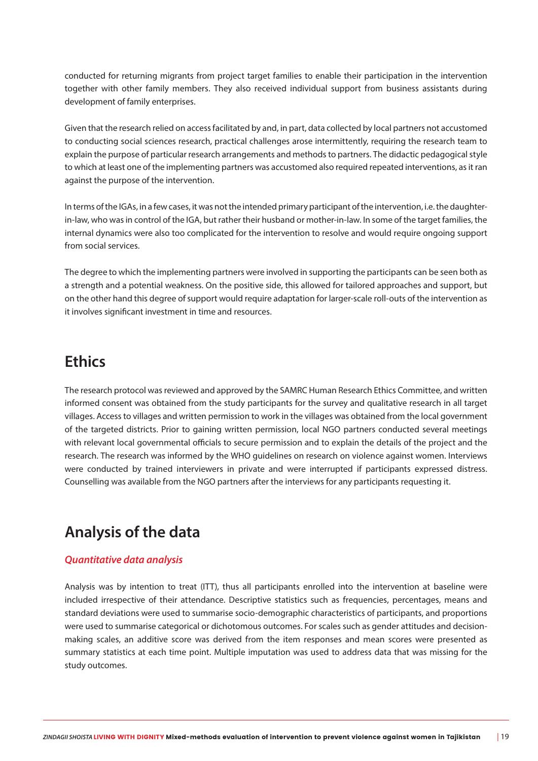conducted for returning migrants from project target families to enable their participation in the intervention together with other family members. They also received individual support from business assistants during development of family enterprises.

Given that the research relied on access facilitated by and, in part, data collected by local partners not accustomed to conducting social sciences research, practical challenges arose intermittently, requiring the research team to explain the purpose of particular research arrangements and methods to partners. The didactic pedagogical style to which at least one of the implementing partners was accustomed also required repeated interventions, as it ran against the purpose of the intervention.

In terms of the IGAs, in a few cases, it was not the intended primary participant of the intervention, i.e. the daughter-in-law, who was in control of the IGA, but rather their husband or mother-in-law. In some of the target families, the internal dynamics were also too complicated for the intervention to resolve and would require ongoing support from social services.

The degree to which the implementing partners were involved in supporting the participants can be seen both as a strength and a potential weakness. On the positive side, this allowed for tailored approaches and support, but on the other hand this degree of support would require adaptation for larger-scale roll-outs of the intervention as it involves significant investment in time and resources.

## Ethics

The research protocol was reviewed and approved by the SAMRC Human Research Ethics Committee, and written informed consent was obtained from the study participants for the survey and qualitative research in all target villages. Access to villages and written permission to work in the villages was obtained from the local government of the targeted districts. Prior to gaining written permission, local NGO partners conducted several meetings with relevant local governmental officials to secure permission and to explain the details of the project and the research. The research was informed by the WHO guidelines on research on violence against women. Interviews were conducted by trained interviewers in private and were interrupted if participants expressed distress. Counselling was available from the NGO partners after the interviews for any participants requesting it.

## Analysis of the data

### *Quantitative data analysis*

Analysis was by intention to treat (ITT), thus all participants enrolled into the intervention at baseline were included irrespective of their attendance. Descriptive statistics such as frequencies, percentages, means and standard deviations were used to summarise socio-demographic characteristics of participants, and proportions were used to summarise categorical or dichotomous outcomes. For scales such as gender attitudes and decision-making scales, an additive score was derived from the item responses and mean scores were presented as summary statistics at each time point. Multiple imputation was used to address data that was missing for the study outcomes.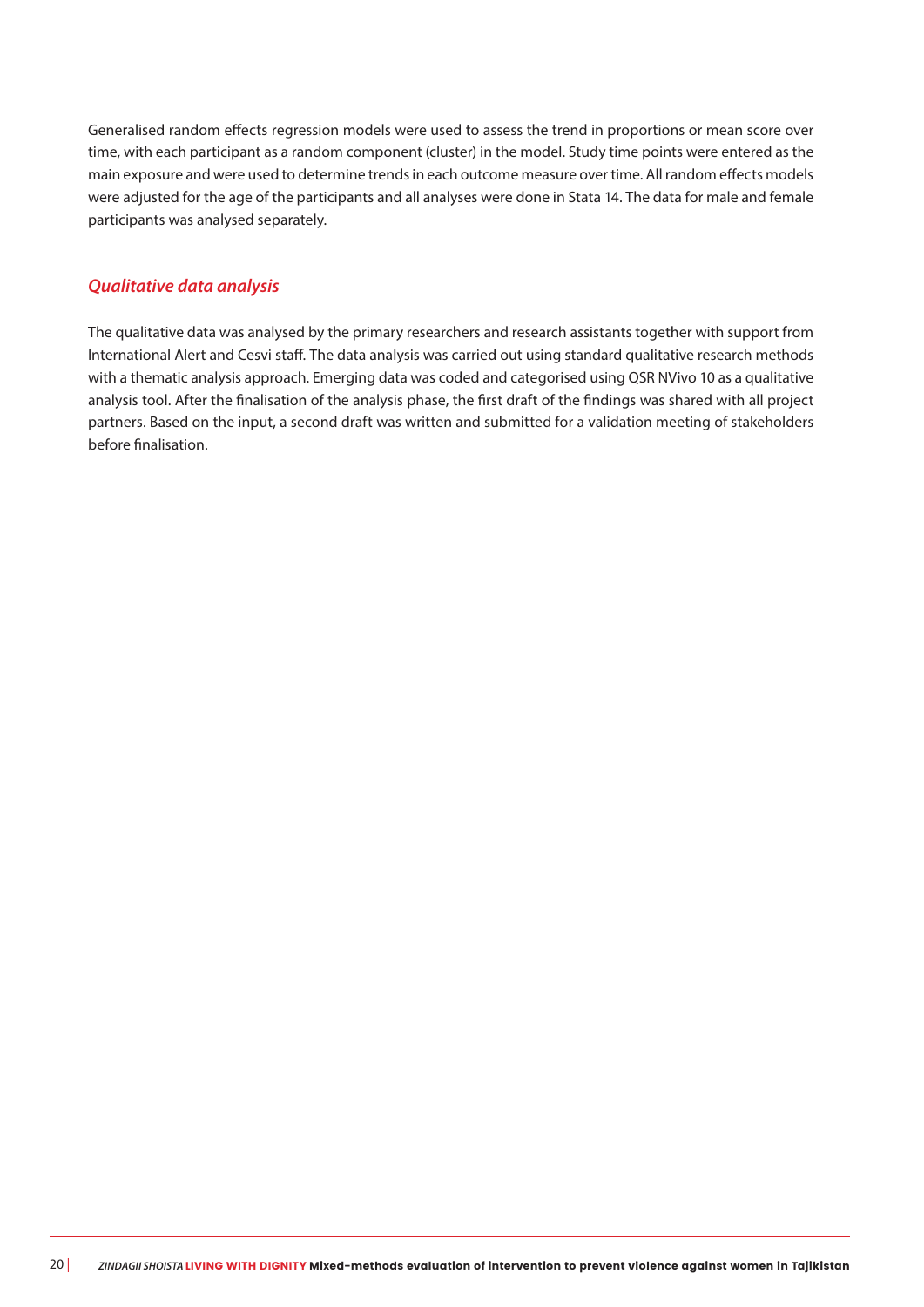Generalised random effects regression models were used to assess the trend in proportions or mean score over time, with each participant as a random component (cluster) in the model. Study time points were entered as the main exposure and were used to determine trends in each outcome measure over time. All random effects models were adjusted for the age of the participants and all analyses were done in Stata 14. The data for male and female participants was analysed separately.

### *Qualitative data analysis*

The qualitative data was analysed by the primary researchers and research assistants together with support from International Alert and Cesvi staff. The data analysis was carried out using standard qualitative research methods with a thematic analysis approach. Emerging data was coded and categorised using QSR NVivo 10 as a qualitative analysis tool. After the finalisation of the analysis phase, the first draft of the findings was shared with all project partners. Based on the input, a second draft was written and submitted for a validation meeting of stakeholders before finalisation.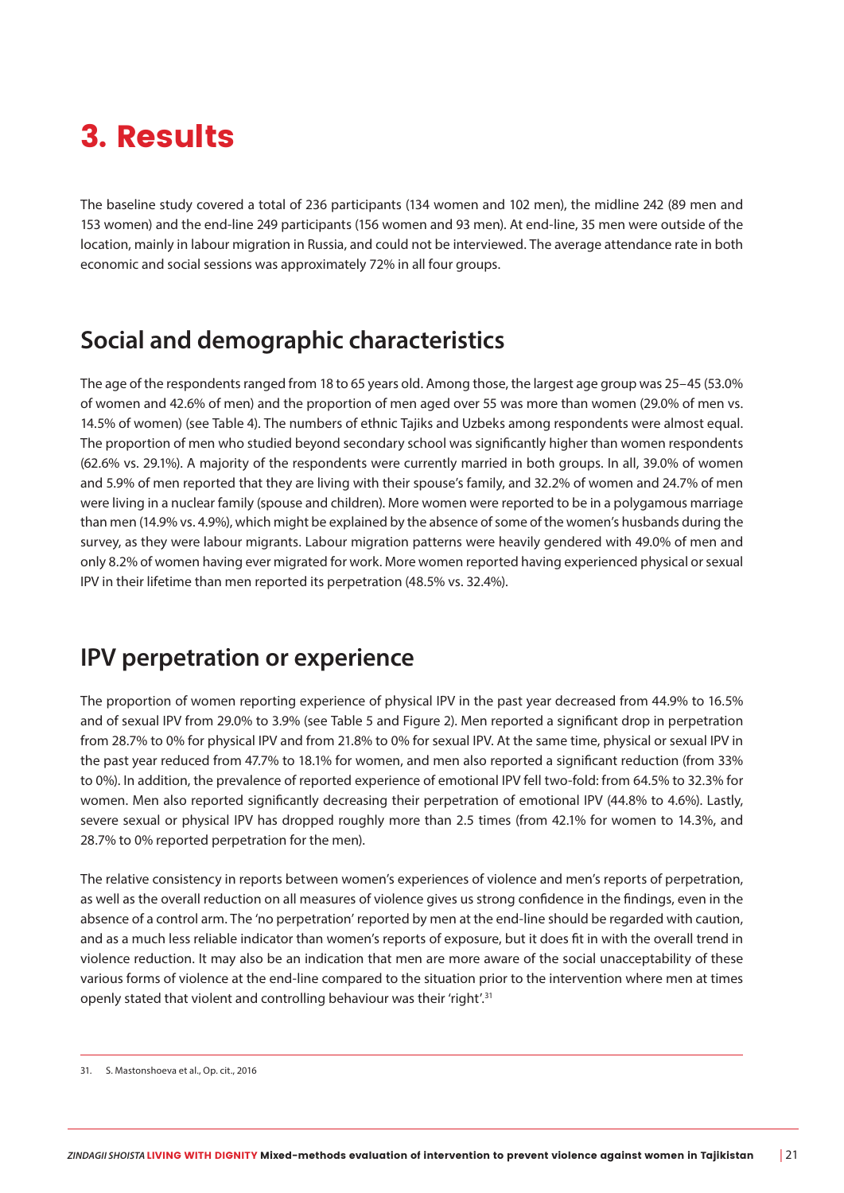# 3. Results

The baseline study covered a total of 236 participants (134 women and 102 men), the midline 242 (89 men and 153 women) and the end-line 249 participants (156 women and 93 men). At end-line, 35 men were outside of the location, mainly in labour migration in Russia, and could not be interviewed. The average attendance rate in both economic and social sessions was approximately 72% in all four groups.

## Social and demographic characteristics

The age of the respondents ranged from 18 to 65 years old. Among those, the largest age group was 25–45 (53.0% of women and 42.6% of men) and the proportion of men aged over 55 was more than women (29.0% of men vs. 14.5% of women) (see Table 4). The numbers of ethnic Tajiks and Uzbeks among respondents were almost equal. The proportion of men who studied beyond secondary school was significantly higher than women respondents (62.6% vs. 29.1%). A majority of the respondents were currently married in both groups. In all, 39.0% of women and 5.9% of men reported that they are living with their spouse's family, and 32.2% of women and 24.7% of men were living in a nuclear family (spouse and children). More women were reported to be in a polygamous marriage than men (14.9% vs. 4.9%), which might be explained by the absence of some of the women's husbands during the survey, as they were labour migrants. Labour migration patterns were heavily gendered with 49.0% of men and only 8.2% of women having ever migrated for work. More women reported having experienced physical or sexual IPV in their lifetime than men reported its perpetration (48.5% vs. 32.4%).

## IPV perpetration or experience

The proportion of women reporting experience of physical IPV in the past year decreased from 44.9% to 16.5% and of sexual IPV from 29.0% to 3.9% (see Table 5 and Figure 2). Men reported a significant drop in perpetration from 28.7% to 0% for physical IPV and from 21.8% to 0% for sexual IPV. At the same time, physical or sexual IPV in the past year reduced from 47.7% to 18.1% for women, and men also reported a significant reduction (from 33% to 0%). In addition, the prevalence of reported experience of emotional IPV fell two-fold: from 64.5% to 32.3% for women. Men also reported significantly decreasing their perpetration of emotional IPV (44.8% to 4.6%). Lastly, severe sexual or physical IPV has dropped roughly more than 2.5 times (from 42.1% for women to 14.3%, and 28.7% to 0% reported perpetration for the men).

The relative consistency in reports between women's experiences of violence and men's reports of perpetration, as well as the overall reduction on all measures of violence gives us strong confidence in the findings, even in the absence of a control arm. The 'no perpetration' reported by men at the end-line should be regarded with caution, and as a much less reliable indicator than women's reports of exposure, but it does fit in with the overall trend in violence reduction. It may also be an indication that men are more aware of the social unacceptability of these various forms of violence at the end-line compared to the situation prior to the intervention where men at times openly stated that violent and controlling behaviour was their 'right'.[31]

31. S. Mastonshoeva et al., Op. cit., 2016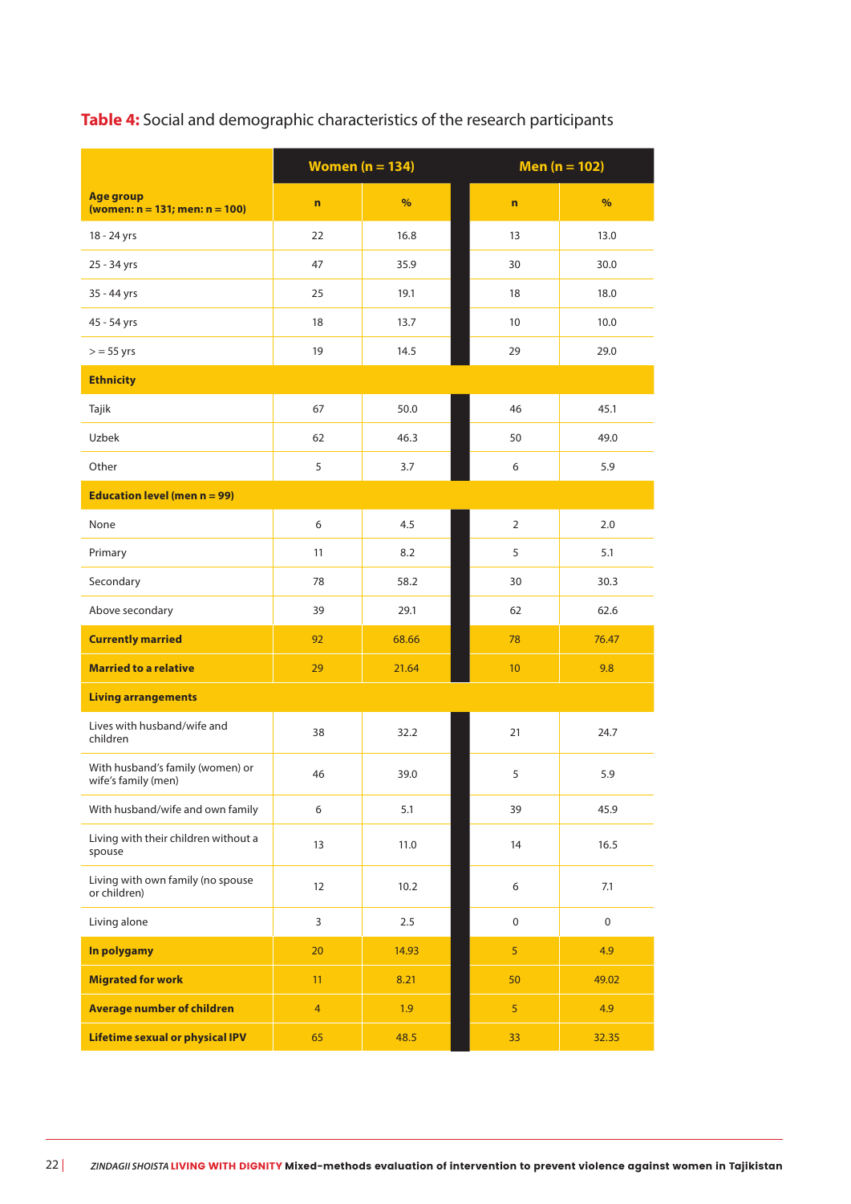**Table 4:** Social and demographic characteristics of the research participants

| | Women (n = 134) | | Men (n = 102) | |
|---|---|---|---|---|
| **Age group (women: n = 131; men: n = 100)** | **n** | **%** | **n** | **%** |
| 18 - 24 yrs | 22 | 16.8 | 13 | 13.0 |
| 25 - 34 yrs | 47 | 35.9 | 30 | 30.0 |
| 35 - 44 yrs | 25 | 19.1 | 18 | 18.0 |
| 45 - 54 yrs | 18 | 13.7 | 10 | 10.0 |
| > = 55 yrs | 19 | 14.5 | 29 | 29.0 |
| **Ethnicity** | | | | |
| Tajik | 67 | 50.0 | 46 | 45.1 |
| Uzbek | 62 | 46.3 | 50 | 49.0 |
| Other | 5 | 3.7 | 6 | 5.9 |
| **Education level (men n = 99)** | | | | |
| None | 6 | 4.5 | 2 | 2.0 |
| Primary | 11 | 8.2 | 5 | 5.1 |
| Secondary | 78 | 58.2 | 30 | 30.3 |
| Above secondary | 39 | 29.1 | 62 | 62.6 |
| **Currently married** | 92 | 68.66 | 78 | 76.47 |
| **Married to a relative** | 29 | 21.64 | 10 | 9.8 |
| **Living arrangements** | | | | |
| Lives with husband/wife and children | 38 | 32.2 | 21 | 24.7 |
| With husband's family (women) or wife's family (men) | 46 | 39.0 | 5 | 5.9 |
| With husband/wife and own family | 6 | 5.1 | 39 | 45.9 |
| Living with their children without a spouse | 13 | 11.0 | 14 | 16.5 |
| Living with own family (no spouse or children) | 12 | 10.2 | 6 | 7.1 |
| Living alone | 3 | 2.5 | 0 | 0 |
| **In polygamy** | 20 | 14.93 | 5 | 4.9 |
| **Migrated for work** | 11 | 8.21 | 50 | 49.02 |
| **Average number of children** | 4 | 1.9 | 5 | 4.9 |
| **Lifetime sexual or physical IPV** | 65 | 48.5 | 33 | 32.35 |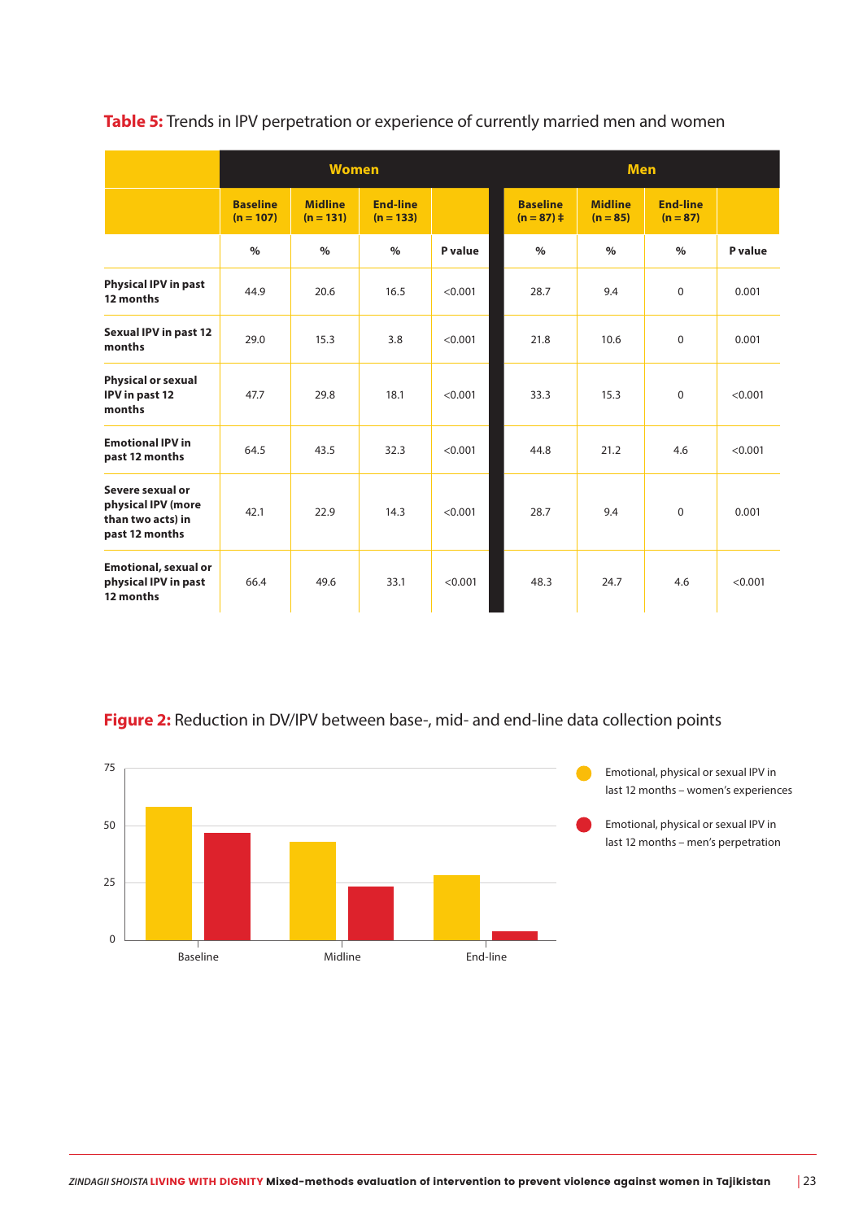**Table 5:** Trends in IPV perpetration or experience of currently married men and women

| | Women | | | | Men | | | |
|---|---|---|---|---|---|---|---|---|
| | Baseline (n = 107) | Midline (n = 131) | End-line (n = 133) | | Baseline (n = 87) ‡ | Midline (n = 85) | End-line (n = 87) | |
| | % | % | % | P value | % | % | % | P value |
| **Physical IPV in past 12 months** | 44.9 | 20.6 | 16.5 | <0.001 | 28.7 | 9.4 | 0 | 0.001 |
| **Sexual IPV in past 12 months** | 29.0 | 15.3 | 3.8 | <0.001 | 21.8 | 10.6 | 0 | 0.001 |
| **Physical or sexual IPV in past 12 months** | 47.7 | 29.8 | 18.1 | <0.001 | 33.3 | 15.3 | 0 | <0.001 |
| **Emotional IPV in past 12 months** | 64.5 | 43.5 | 32.3 | <0.001 | 44.8 | 21.2 | 4.6 | <0.001 |
| **Severe sexual or physical IPV (more than two acts) in past 12 months** | 42.1 | 22.9 | 14.3 | <0.001 | 28.7 | 9.4 | 0 | 0.001 |
| **Emotional, sexual or physical IPV in past 12 months** | 66.4 | 49.6 | 33.1 | <0.001 | 48.3 | 24.7 | 4.6 | <0.001 |

**Figure 2:** Reduction in DV/IPV between base-, mid- and end-line data collection points

| | Emotional, physical or sexual IPV in last 12 months – women's experiences | Emotional, physical or sexual IPV in last 12 months – men's perpetration |
|---|---|---|
| Baseline | ~58 | ~47 |
| Midline | ~43 | ~23 |
| End-line | ~28 | ~4 |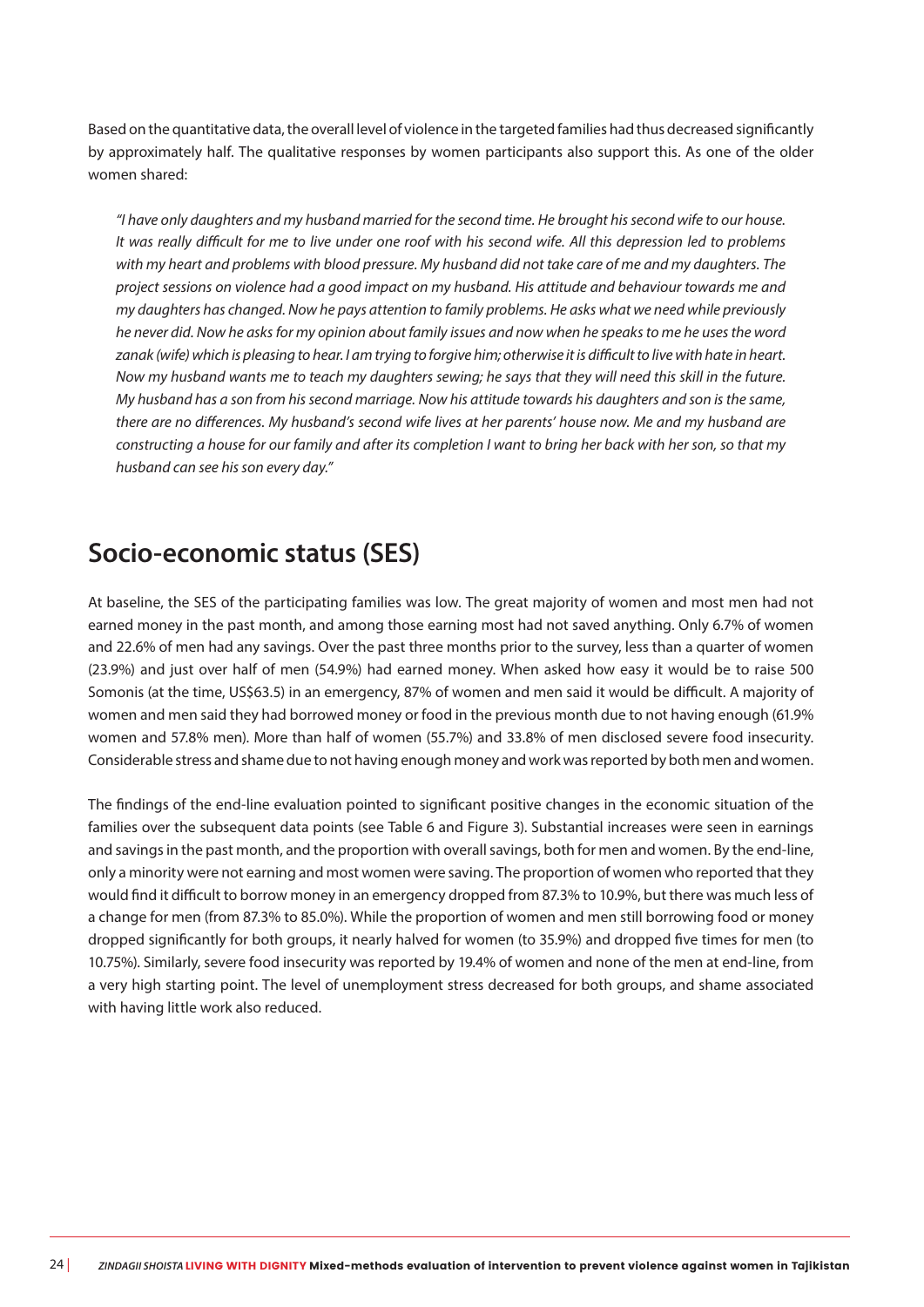Based on the quantitative data, the overall level of violence in the targeted families had thus decreased significantly by approximately half. The qualitative responses by women participants also support this. As one of the older women shared:

> *"I have only daughters and my husband married for the second time. He brought his second wife to our house. It was really difficult for me to live under one roof with his second wife. All this depression led to problems with my heart and problems with blood pressure. My husband did not take care of me and my daughters. The project sessions on violence had a good impact on my husband. His attitude and behaviour towards me and my daughters has changed. Now he pays attention to family problems. He asks what we need while previously he never did. Now he asks for my opinion about family issues and now when he speaks to me he uses the word zanak (wife) which is pleasing to hear. I am trying to forgive him; otherwise it is difficult to live with hate in heart. Now my husband wants me to teach my daughters sewing; he says that they will need this skill in the future. My husband has a son from his second marriage. Now his attitude towards his daughters and son is the same, there are no differences. My husband's second wife lives at her parents' house now. Me and my husband are constructing a house for our family and after its completion I want to bring her back with her son, so that my husband can see his son every day."*

## Socio-economic status (SES)

At baseline, the SES of the participating families was low. The great majority of women and most men had not earned money in the past month, and among those earning most had not saved anything. Only 6.7% of women and 22.6% of men had any savings. Over the past three months prior to the survey, less than a quarter of women (23.9%) and just over half of men (54.9%) had earned money. When asked how easy it would be to raise 500 Somonis (at the time, US$63.5) in an emergency, 87% of women and men said it would be difficult. A majority of women and men said they had borrowed money or food in the previous month due to not having enough (61.9% women and 57.8% men). More than half of women (55.7%) and 33.8% of men disclosed severe food insecurity. Considerable stress and shame due to not having enough money and work was reported by both men and women.

The findings of the end-line evaluation pointed to significant positive changes in the economic situation of the families over the subsequent data points (see Table 6 and Figure 3). Substantial increases were seen in earnings and savings in the past month, and the proportion with overall savings, both for men and women. By the end-line, only a minority were not earning and most women were saving. The proportion of women who reported that they would find it difficult to borrow money in an emergency dropped from 87.3% to 10.9%, but there was much less of a change for men (from 87.3% to 85.0%). While the proportion of women and men still borrowing food or money dropped significantly for both groups, it nearly halved for women (to 35.9%) and dropped five times for men (to 10.75%). Similarly, severe food insecurity was reported by 19.4% of women and none of the men at end-line, from a very high starting point. The level of unemployment stress decreased for both groups, and shame associated with having little work also reduced.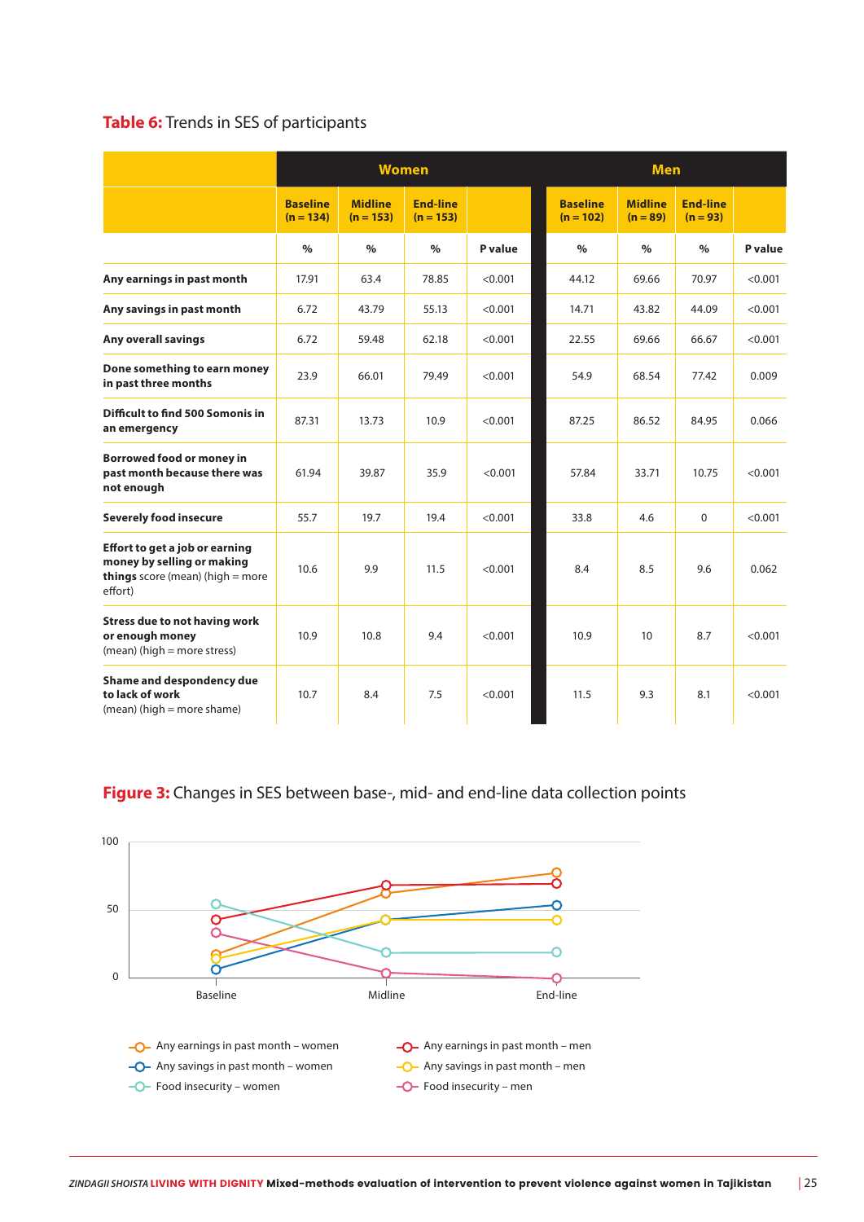**Table 6:** Trends in SES of participants

| | Women | | | | Men | | | |
|---|---|---|---|---|---|---|---|---|
| | Baseline (n = 134) | Midline (n = 153) | End-line (n = 153) | | Baseline (n = 102) | Midline (n = 89) | End-line (n = 93) | |
| | % | % | % | P value | % | % | % | P value |
| **Any earnings in past month** | 17.91 | 63.4 | 78.85 | <0.001 | 44.12 | 69.66 | 70.97 | <0.001 |
| **Any savings in past month** | 6.72 | 43.79 | 55.13 | <0.001 | 14.71 | 43.82 | 44.09 | <0.001 |
| **Any overall savings** | 6.72 | 59.48 | 62.18 | <0.001 | 22.55 | 69.66 | 66.67 | <0.001 |
| **Done something to earn money in past three months** | 23.9 | 66.01 | 79.49 | <0.001 | 54.9 | 68.54 | 77.42 | 0.009 |
| **Difficult to find 500 Somonis in an emergency** | 87.31 | 13.73 | 10.9 | <0.001 | 87.25 | 86.52 | 84.95 | 0.066 |
| **Borrowed food or money in past month because there was not enough** | 61.94 | 39.87 | 35.9 | <0.001 | 57.84 | 33.71 | 10.75 | <0.001 |
| **Severely food insecure** | 55.7 | 19.7 | 19.4 | <0.001 | 33.8 | 4.6 | 0 | <0.001 |
| **Effort to get a job or earning money by selling or making things** score (mean) (high = more effort) | 10.6 | 9.9 | 11.5 | <0.001 | 8.4 | 8.5 | 9.6 | 0.062 |
| **Stress due to not having work or enough money** (mean) (high = more stress) | 10.9 | 10.8 | 9.4 | <0.001 | 10.9 | 10 | 8.7 | <0.001 |
| **Shame and despondency due to lack of work** (mean) (high = more shame) | 10.7 | 8.4 | 7.5 | <0.001 | 11.5 | 9.3 | 8.1 | <0.001 |

**Figure 3:** Changes in SES between base-, mid- and end-line data collection points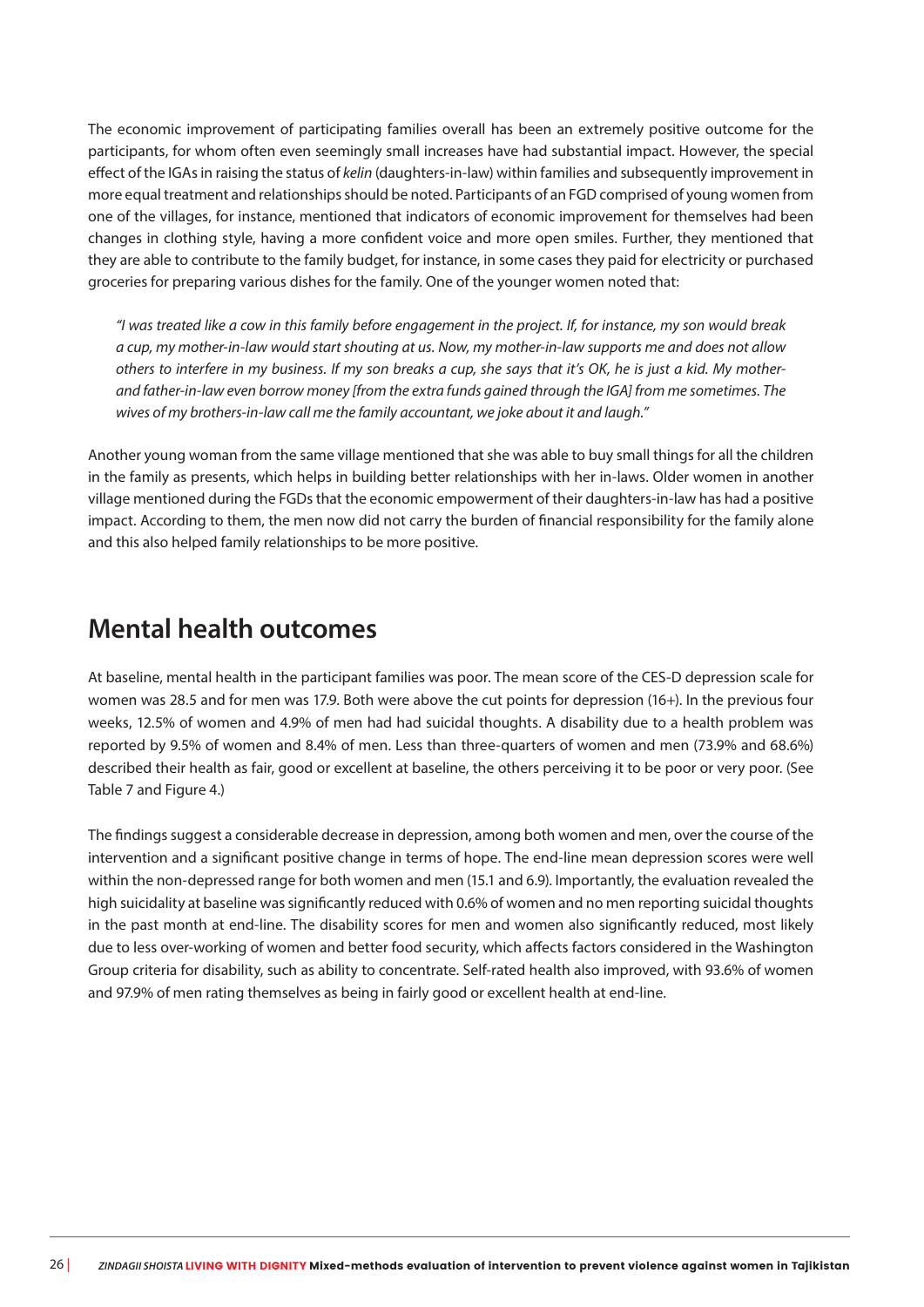The economic improvement of participating families overall has been an extremely positive outcome for the participants, for whom often even seemingly small increases have had substantial impact. However, the special effect of the IGAs in raising the status of *kelin* (daughters-in-law) within families and subsequently improvement in more equal treatment and relationships should be noted. Participants of an FGD comprised of young women from one of the villages, for instance, mentioned that indicators of economic improvement for themselves had been changes in clothing style, having a more confident voice and more open smiles. Further, they mentioned that they are able to contribute to the family budget, for instance, in some cases they paid for electricity or purchased groceries for preparing various dishes for the family. One of the younger women noted that:

> *"I was treated like a cow in this family before engagement in the project. If, for instance, my son would break a cup, my mother-in-law would start shouting at us. Now, my mother-in-law supports me and does not allow others to interfere in my business. If my son breaks a cup, she says that it's OK, he is just a kid. My mother-and father-in-law even borrow money [from the extra funds gained through the IGA] from me sometimes. The wives of my brothers-in-law call me the family accountant, we joke about it and laugh."*

Another young woman from the same village mentioned that she was able to buy small things for all the children in the family as presents, which helps in building better relationships with her in-laws. Older women in another village mentioned during the FGDs that the economic empowerment of their daughters-in-law has had a positive impact. According to them, the men now did not carry the burden of financial responsibility for the family alone and this also helped family relationships to be more positive.

## Mental health outcomes

At baseline, mental health in the participant families was poor. The mean score of the CES-D depression scale for women was 28.5 and for men was 17.9. Both were above the cut points for depression (16+). In the previous four weeks, 12.5% of women and 4.9% of men had had suicidal thoughts. A disability due to a health problem was reported by 9.5% of women and 8.4% of men. Less than three-quarters of women and men (73.9% and 68.6%) described their health as fair, good or excellent at baseline, the others perceiving it to be poor or very poor. (See Table 7 and Figure 4.)

The findings suggest a considerable decrease in depression, among both women and men, over the course of the intervention and a significant positive change in terms of hope. The end-line mean depression scores were well within the non-depressed range for both women and men (15.1 and 6.9). Importantly, the evaluation revealed the high suicidality at baseline was significantly reduced with 0.6% of women and no men reporting suicidal thoughts in the past month at end-line. The disability scores for men and women also significantly reduced, most likely due to less over-working of women and better food security, which affects factors considered in the Washington Group criteria for disability, such as ability to concentrate. Self-rated health also improved, with 93.6% of women and 97.9% of men rating themselves as being in fairly good or excellent health at end-line.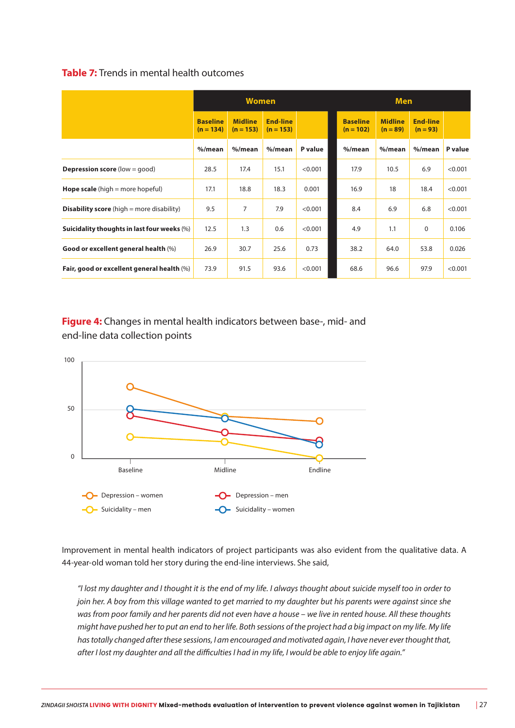**Table 7:** Trends in mental health outcomes

| | Women | | | | Men | | | |
|---|---|---|---|---|---|---|---|---|
| | Baseline (n = 134) | Midline (n = 153) | End-line (n = 153) | | Baseline (n = 102) | Midline (n = 89) | End-line (n = 93) | |
| | %/mean | %/mean | %/mean | P value | %/mean | %/mean | %/mean | P value |
| **Depression score** (low = good) | 28.5 | 17.4 | 15.1 | <0.001 | 17.9 | 10.5 | 6.9 | <0.001 |
| **Hope scale** (high = more hopeful) | 17.1 | 18.8 | 18.3 | 0.001 | 16.9 | 18 | 18.4 | <0.001 |
| **Disability score** (high = more disability) | 9.5 | 7 | 7.9 | <0.001 | 8.4 | 6.9 | 6.8 | <0.001 |
| **Suicidality thoughts in last four weeks** (%) | 12.5 | 1.3 | 0.6 | <0.001 | 4.9 | 1.1 | 0 | 0.106 |
| **Good or excellent general health** (%) | 26.9 | 30.7 | 25.6 | 0.73 | 38.2 | 64.0 | 53.8 | 0.026 |
| **Fair, good or excellent general health** (%) | 73.9 | 91.5 | 93.6 | <0.001 | 68.6 | 96.6 | 97.9 | <0.001 |

**Figure 4:** Changes in mental health indicators between base-, mid- and end-line data collection points

Improvement in mental health indicators of project participants was also evident from the qualitative data. A 44-year-old woman told her story during the end-line interviews. She said,

> *"I lost my daughter and I thought it is the end of my life. I always thought about suicide myself too in order to join her. A boy from this village wanted to get married to my daughter but his parents were against since she was from poor family and her parents did not even have a house – we live in rented house. All these thoughts might have pushed her to put an end to her life. Both sessions of the project had a big impact on my life. My life has totally changed after these sessions, I am encouraged and motivated again, I have never ever thought that, after I lost my daughter and all the difficulties I had in my life, I would be able to enjoy life again."*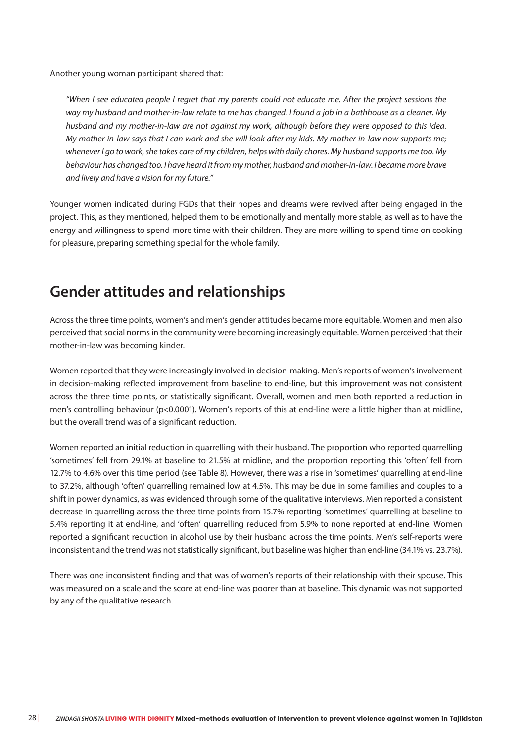Another young woman participant shared that:

> *"When I see educated people I regret that my parents could not educate me. After the project sessions the way my husband and mother-in-law relate to me has changed. I found a job in a bathhouse as a cleaner. My husband and my mother-in-law are not against my work, although before they were opposed to this idea. My mother-in-law says that I can work and she will look after my kids. My mother-in-law now supports me; whenever I go to work, she takes care of my children, helps with daily chores. My husband supports me too. My behaviour has changed too. I have heard it from my mother, husband and mother-in-law. I became more brave and lively and have a vision for my future."*

Younger women indicated during FGDs that their hopes and dreams were revived after being engaged in the project. This, as they mentioned, helped them to be emotionally and mentally more stable, as well as to have the energy and willingness to spend more time with their children. They are more willing to spend time on cooking for pleasure, preparing something special for the whole family.

## Gender attitudes and relationships

Across the three time points, women's and men's gender attitudes became more equitable. Women and men also perceived that social norms in the community were becoming increasingly equitable. Women perceived that their mother-in-law was becoming kinder.

Women reported that they were increasingly involved in decision-making. Men's reports of women's involvement in decision-making reflected improvement from baseline to end-line, but this improvement was not consistent across the three time points, or statistically significant. Overall, women and men both reported a reduction in men's controlling behaviour ($p<0.0001$). Women's reports of this at end-line were a little higher than at midline, but the overall trend was of a significant reduction.

Women reported an initial reduction in quarrelling with their husband. The proportion who reported quarrelling 'sometimes' fell from 29.1% at baseline to 21.5% at midline, and the proportion reporting this 'often' fell from 12.7% to 4.6% over this time period (see Table 8). However, there was a rise in 'sometimes' quarrelling at end-line to 37.2%, although 'often' quarrelling remained low at 4.5%. This may be due in some families and couples to a shift in power dynamics, as was evidenced through some of the qualitative interviews. Men reported a consistent decrease in quarrelling across the three time points from 15.7% reporting 'sometimes' quarrelling at baseline to 5.4% reporting it at end-line, and 'often' quarrelling reduced from 5.9% to none reported at end-line. Women reported a significant reduction in alcohol use by their husband across the time points. Men's self-reports were inconsistent and the trend was not statistically significant, but baseline was higher than end-line (34.1% vs. 23.7%).

There was one inconsistent finding and that was of women's reports of their relationship with their spouse. This was measured on a scale and the score at end-line was poorer than at baseline. This dynamic was not supported by any of the qualitative research.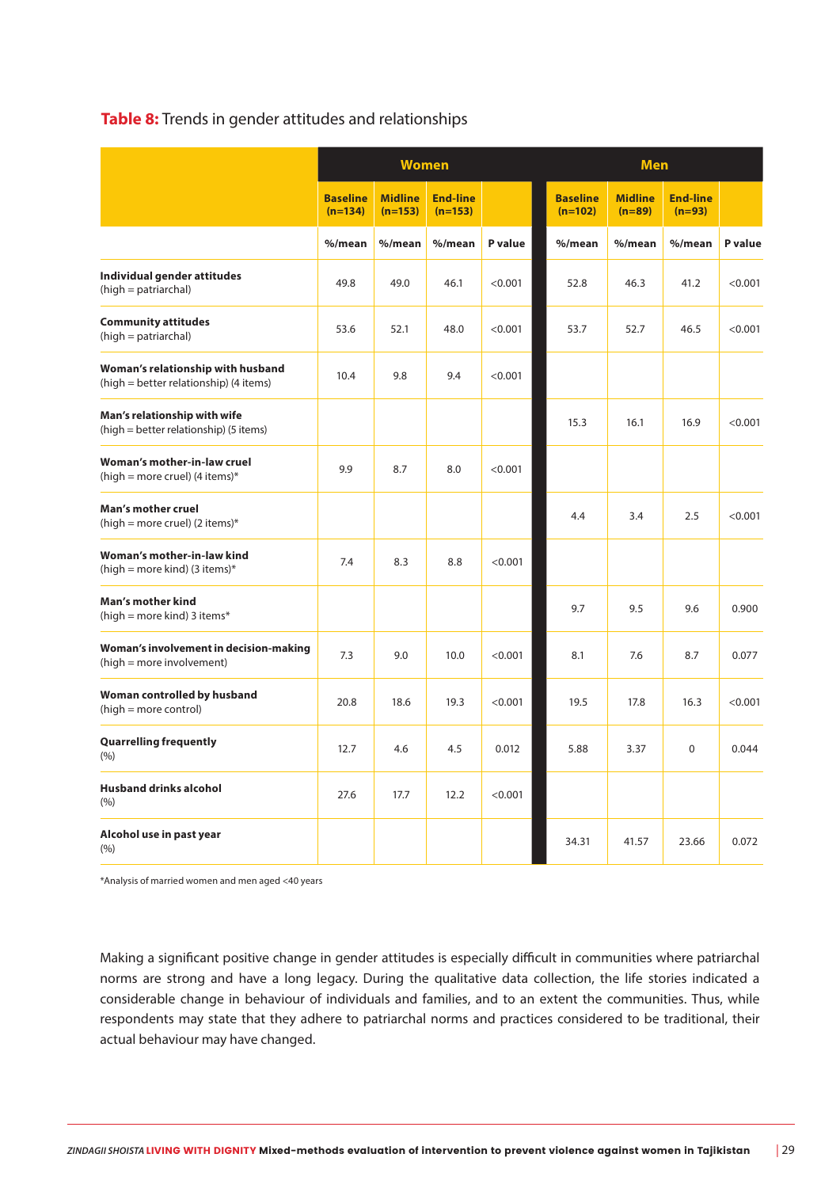**Table 8:** Trends in gender attitudes and relationships

| | Women | | | | Men | | | |
|---|---|---|---|---|---|---|---|---|
| | Baseline (n=134) | Midline (n=153) | End-line (n=153) | | Baseline (n=102) | Midline (n=89) | End-line (n=93) | |
| | %/mean | %/mean | %/mean | P value | %/mean | %/mean | %/mean | P value |
| **Individual gender attitudes** (high = patriarchal) | 49.8 | 49.0 | 46.1 | <0.001 | 52.8 | 46.3 | 41.2 | <0.001 |
| **Community attitudes** (high = patriarchal) | 53.6 | 52.1 | 48.0 | <0.001 | 53.7 | 52.7 | 46.5 | <0.001 |
| **Woman's relationship with husband** (high = better relationship) (4 items) | 10.4 | 9.8 | 9.4 | <0.001 | | | | |
| **Man's relationship with wife** (high = better relationship) (5 items) | | | | | 15.3 | 16.1 | 16.9 | <0.001 |
| **Woman's mother-in-law cruel** (high = more cruel) (4 items)* | 9.9 | 8.7 | 8.0 | <0.001 | | | | |
| **Man's mother cruel** (high = more cruel) (2 items)* | | | | | 4.4 | 3.4 | 2.5 | <0.001 |
| **Woman's mother-in-law kind** (high = more kind) (3 items)* | 7.4 | 8.3 | 8.8 | <0.001 | | | | |
| **Man's mother kind** (high = more kind) 3 items* | | | | | 9.7 | 9.5 | 9.6 | 0.900 |
| **Woman's involvement in decision-making** (high = more involvement) | 7.3 | 9.0 | 10.0 | <0.001 | 8.1 | 7.6 | 8.7 | 0.077 |
| **Woman controlled by husband** (high = more control) | 20.8 | 18.6 | 19.3 | <0.001 | 19.5 | 17.8 | 16.3 | <0.001 |
| **Quarrelling frequently** (%) | 12.7 | 4.6 | 4.5 | 0.012 | 5.88 | 3.37 | 0 | 0.044 |
| **Husband drinks alcohol** (%) | 27.6 | 17.7 | 12.2 | <0.001 | | | | |
| **Alcohol use in past year** (%) | | | | | 34.31 | 41.57 | 23.66 | 0.072 |

*Analysis of married women and men aged <40 years

Making a significant positive change in gender attitudes is especially difficult in communities where patriarchal norms are strong and have a long legacy. During the qualitative data collection, the life stories indicated a considerable change in behaviour of individuals and families, and to an extent the communities. Thus, while respondents may state that they adhere to patriarchal norms and practices considered to be traditional, their actual behaviour may have changed.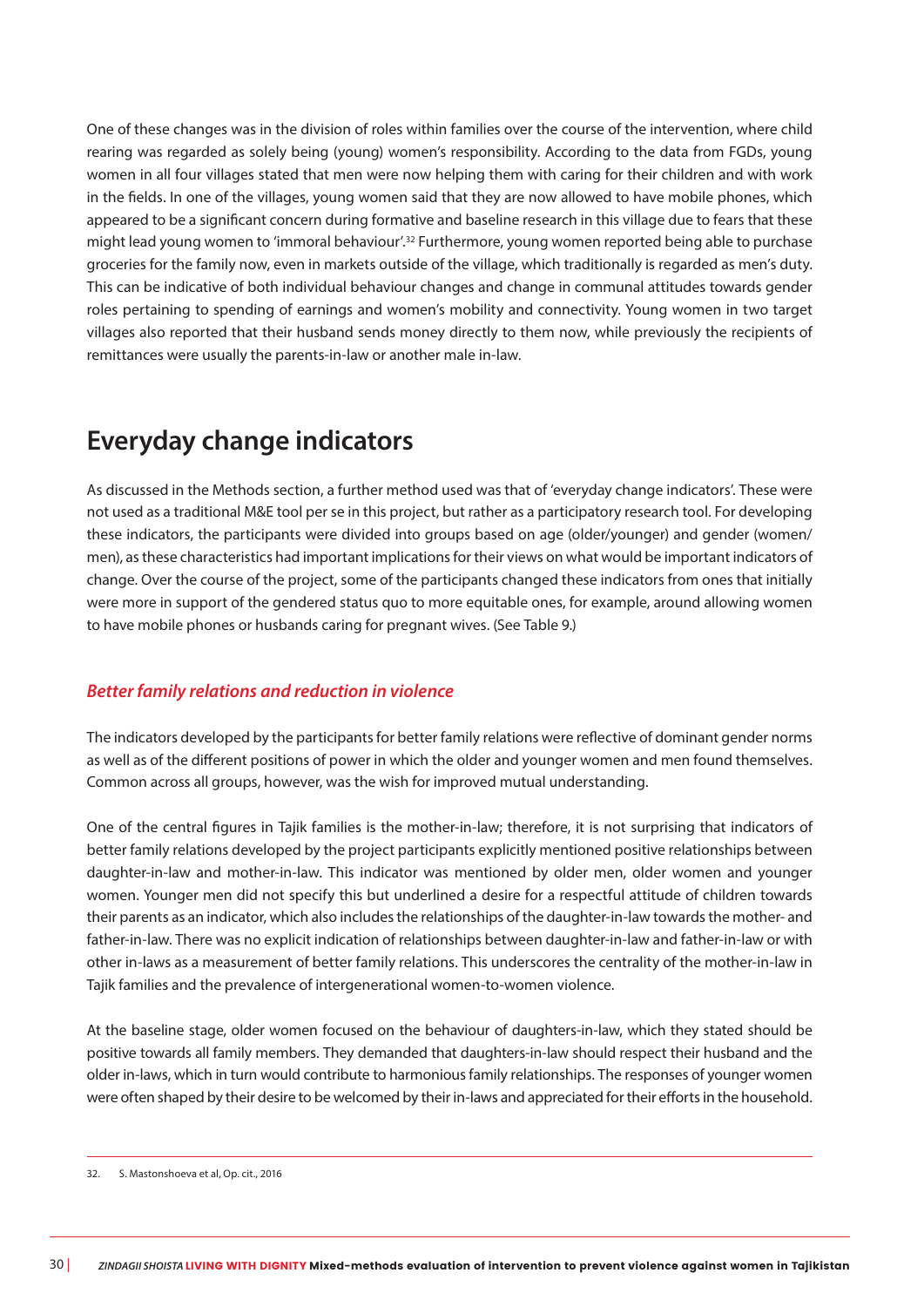One of these changes was in the division of roles within families over the course of the intervention, where child rearing was regarded as solely being (young) women's responsibility. According to the data from FGDs, young women in all four villages stated that men were now helping them with caring for their children and with work in the fields. In one of the villages, young women said that they are now allowed to have mobile phones, which appeared to be a significant concern during formative and baseline research in this village due to fears that these might lead young women to 'immoral behaviour'.[32] Furthermore, young women reported being able to purchase groceries for the family now, even in markets outside of the village, which traditionally is regarded as men's duty. This can be indicative of both individual behaviour changes and change in communal attitudes towards gender roles pertaining to spending of earnings and women's mobility and connectivity. Young women in two target villages also reported that their husband sends money directly to them now, while previously the recipients of remittances were usually the parents-in-law or another male in-law.

## Everyday change indicators

As discussed in the Methods section, a further method used was that of 'everyday change indicators'. These were not used as a traditional M&E tool per se in this project, but rather as a participatory research tool. For developing these indicators, the participants were divided into groups based on age (older/younger) and gender (women/men), as these characteristics had important implications for their views on what would be important indicators of change. Over the course of the project, some of the participants changed these indicators from ones that initially were more in support of the gendered status quo to more equitable ones, for example, around allowing women to have mobile phones or husbands caring for pregnant wives. (See Table 9.)

### *Better family relations and reduction in violence*

The indicators developed by the participants for better family relations were reflective of dominant gender norms as well as of the different positions of power in which the older and younger women and men found themselves. Common across all groups, however, was the wish for improved mutual understanding.

One of the central figures in Tajik families is the mother-in-law; therefore, it is not surprising that indicators of better family relations developed by the project participants explicitly mentioned positive relationships between daughter-in-law and mother-in-law. This indicator was mentioned by older men, older women and younger women. Younger men did not specify this but underlined a desire for a respectful attitude of children towards their parents as an indicator, which also includes the relationships of the daughter-in-law towards the mother- and father-in-law. There was no explicit indication of relationships between daughter-in-law and father-in-law or with other in-laws as a measurement of better family relations. This underscores the centrality of the mother-in-law in Tajik families and the prevalence of intergenerational women-to-women violence.

At the baseline stage, older women focused on the behaviour of daughters-in-law, which they stated should be positive towards all family members. They demanded that daughters-in-law should respect their husband and the older in-laws, which in turn would contribute to harmonious family relationships. The responses of younger women were often shaped by their desire to be welcomed by their in-laws and appreciated for their efforts in the household.

32. S. Mastonshoeva et al, Op. cit., 2016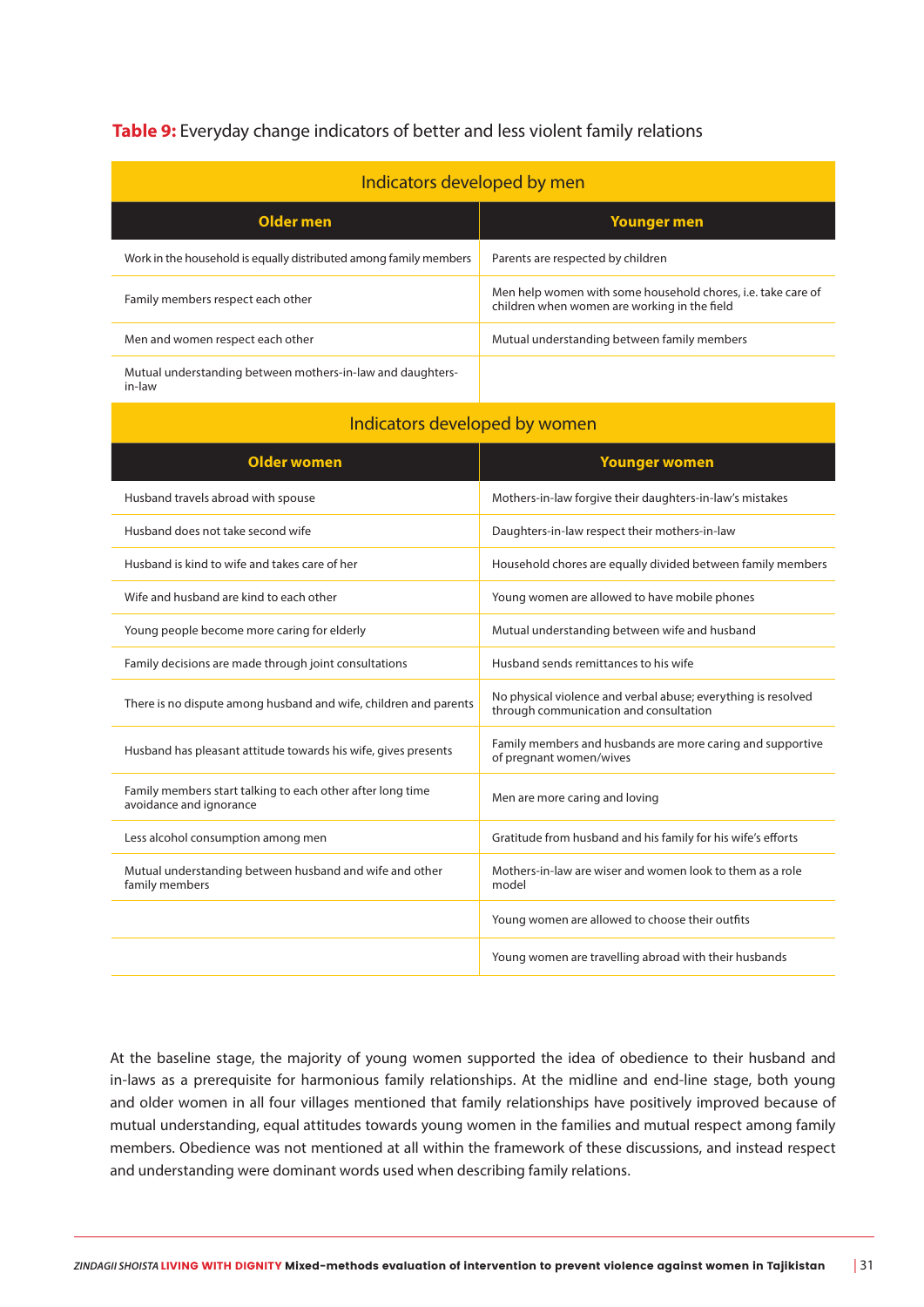**Table 9:** Everyday change indicators of better and less violent family relations

| Indicators developed by men | |
|---|---|
| **Older men** | **Younger men** |
| Work in the household is equally distributed among family members | Parents are respected by children |
| Family members respect each other | Men help women with some household chores, i.e. take care of children when women are working in the field |
| Men and women respect each other | Mutual understanding between family members |
| Mutual understanding between mothers-in-law and daughters-in-law | |
| **Indicators developed by women** | |
| **Older women** | **Younger women** |
| Husband travels abroad with spouse | Mothers-in-law forgive their daughters-in-law's mistakes |
| Husband does not take second wife | Daughters-in-law respect their mothers-in-law |
| Husband is kind to wife and takes care of her | Household chores are equally divided between family members |
| Wife and husband are kind to each other | Young women are allowed to have mobile phones |
| Young people become more caring for elderly | Mutual understanding between wife and husband |
| Family decisions are made through joint consultations | Husband sends remittances to his wife |
| There is no dispute among husband and wife, children and parents | No physical violence and verbal abuse; everything is resolved through communication and consultation |
| Husband has pleasant attitude towards his wife, gives presents | Family members and husbands are more caring and supportive of pregnant women/wives |
| Family members start talking to each other after long time avoidance and ignorance | Men are more caring and loving |
| Less alcohol consumption among men | Gratitude from husband and his family for his wife's efforts |
| Mutual understanding between husband and wife and other family members | Mothers-in-law are wiser and women look to them as a role model |
| | Young women are allowed to choose their outfits |
| | Young women are travelling abroad with their husbands |

At the baseline stage, the majority of young women supported the idea of obedience to their husband and in-laws as a prerequisite for harmonious family relationships. At the midline and end-line stage, both young and older women in all four villages mentioned that family relationships have positively improved because of mutual understanding, equal attitudes towards young women in the families and mutual respect among family members. Obedience was not mentioned at all within the framework of these discussions, and instead respect and understanding were dominant words used when describing family relations.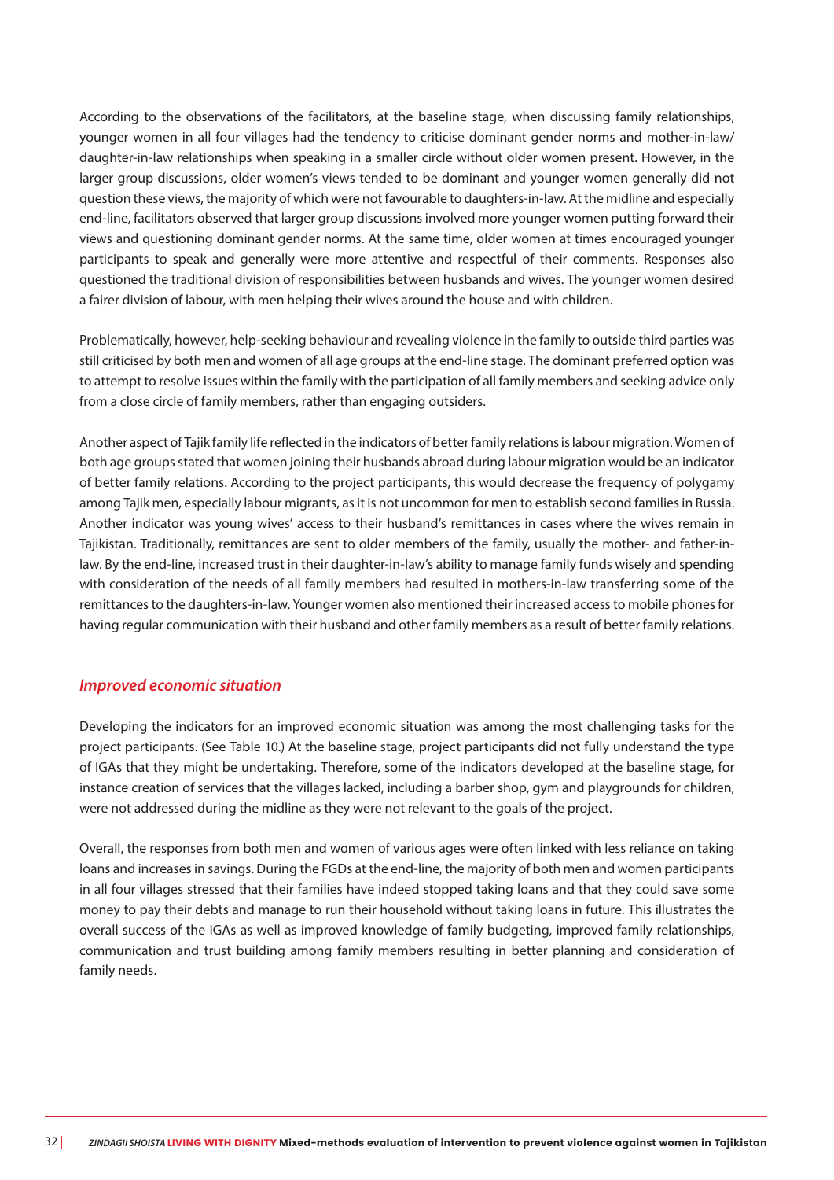According to the observations of the facilitators, at the baseline stage, when discussing family relationships, younger women in all four villages had the tendency to criticise dominant gender norms and mother-in-law/daughter-in-law relationships when speaking in a smaller circle without older women present. However, in the larger group discussions, older women's views tended to be dominant and younger women generally did not question these views, the majority of which were not favourable to daughters-in-law. At the midline and especially end-line, facilitators observed that larger group discussions involved more younger women putting forward their views and questioning dominant gender norms. At the same time, older women at times encouraged younger participants to speak and generally were more attentive and respectful of their comments. Responses also questioned the traditional division of responsibilities between husbands and wives. The younger women desired a fairer division of labour, with men helping their wives around the house and with children.

Problematically, however, help-seeking behaviour and revealing violence in the family to outside third parties was still criticised by both men and women of all age groups at the end-line stage. The dominant preferred option was to attempt to resolve issues within the family with the participation of all family members and seeking advice only from a close circle of family members, rather than engaging outsiders.

Another aspect of Tajik family life reflected in the indicators of better family relations is labour migration. Women of both age groups stated that women joining their husbands abroad during labour migration would be an indicator of better family relations. According to the project participants, this would decrease the frequency of polygamy among Tajik men, especially labour migrants, as it is not uncommon for men to establish second families in Russia. Another indicator was young wives' access to their husband's remittances in cases where the wives remain in Tajikistan. Traditionally, remittances are sent to older members of the family, usually the mother- and father-in-law. By the end-line, increased trust in their daughter-in-law's ability to manage family funds wisely and spending with consideration of the needs of all family members had resulted in mothers-in-law transferring some of the remittances to the daughters-in-law. Younger women also mentioned their increased access to mobile phones for having regular communication with their husband and other family members as a result of better family relations.

### *Improved economic situation*

Developing the indicators for an improved economic situation was among the most challenging tasks for the project participants. (See Table 10.) At the baseline stage, project participants did not fully understand the type of IGAs that they might be undertaking. Therefore, some of the indicators developed at the baseline stage, for instance creation of services that the villages lacked, including a barber shop, gym and playgrounds for children, were not addressed during the midline as they were not relevant to the goals of the project.

Overall, the responses from both men and women of various ages were often linked with less reliance on taking loans and increases in savings. During the FGDs at the end-line, the majority of both men and women participants in all four villages stressed that their families have indeed stopped taking loans and that they could save some money to pay their debts and manage to run their household without taking loans in future. This illustrates the overall success of the IGAs as well as improved knowledge of family budgeting, improved family relationships, communication and trust building among family members resulting in better planning and consideration of family needs.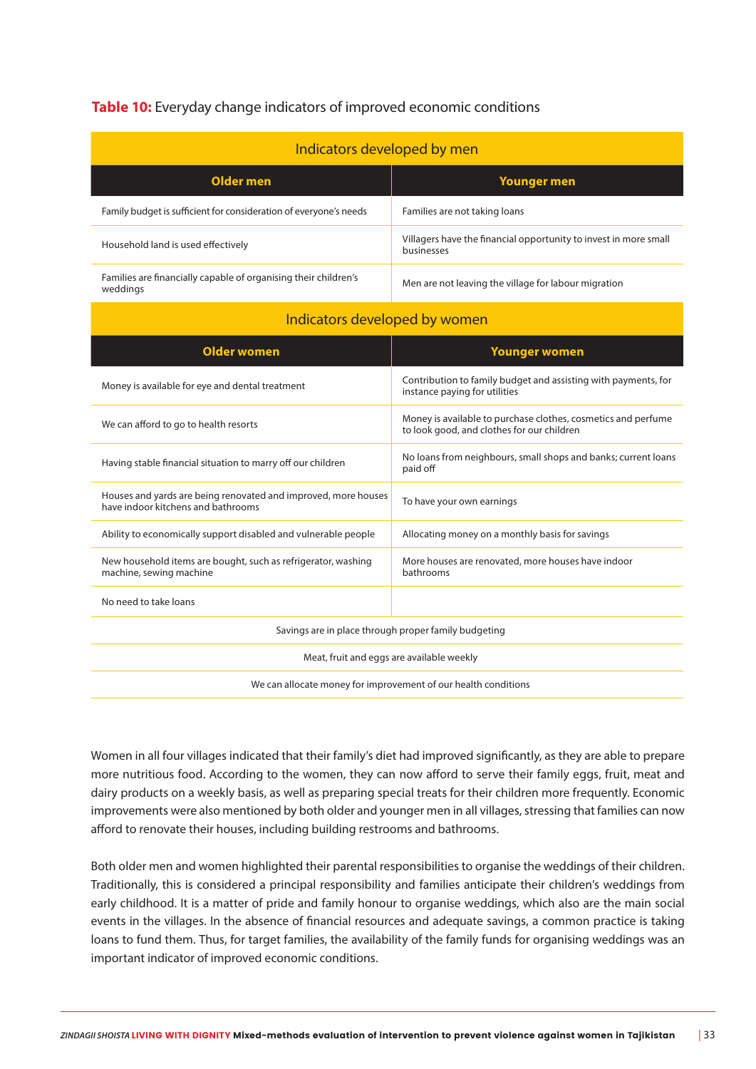**Table 10:** Everyday change indicators of improved economic conditions

| Indicators developed by men | |
|---|---|
| **Older men** | **Younger men** |
| Family budget is sufficient for consideration of everyone's needs | Families are not taking loans |
| Household land is used effectively | Villagers have the financial opportunity to invest in more small businesses |
| Families are financially capable of organising their children's weddings | Men are not leaving the village for labour migration |
| **Indicators developed by women** | |
| **Older women** | **Younger women** |
| Money is available for eye and dental treatment | Contribution to family budget and assisting with payments, for instance paying for utilities |
| We can afford to go to health resorts | Money is available to purchase clothes, cosmetics and perfume to look good, and clothes for our children |
| Having stable financial situation to marry off our children | No loans from neighbours, small shops and banks; current loans paid off |
| Houses and yards are being renovated and improved, more houses have indoor kitchens and bathrooms | To have your own earnings |
| Ability to economically support disabled and vulnerable people | Allocating money on a monthly basis for savings |
| New household items are bought, such as refrigerator, washing machine, sewing machine | More houses are renovated, more houses have indoor bathrooms |
| No need to take loans | |
| Savings are in place through proper family budgeting | |
| Meat, fruit and eggs are available weekly | |
| We can allocate money for improvement of our health conditions | |

Women in all four villages indicated that their family's diet had improved significantly, as they are able to prepare more nutritious food. According to the women, they can now afford to serve their family eggs, fruit, meat and dairy products on a weekly basis, as well as preparing special treats for their children more frequently. Economic improvements were also mentioned by both older and younger men in all villages, stressing that families can now afford to renovate their houses, including building restrooms and bathrooms.

Both older men and women highlighted their parental responsibilities to organise the weddings of their children. Traditionally, this is considered a principal responsibility and families anticipate their children's weddings from early childhood. It is a matter of pride and family honour to organise weddings, which also are the main social events in the villages. In the absence of financial resources and adequate savings, a common practice is taking loans to fund them. Thus, for target families, the availability of the family funds for organising weddings was an important indicator of improved economic conditions.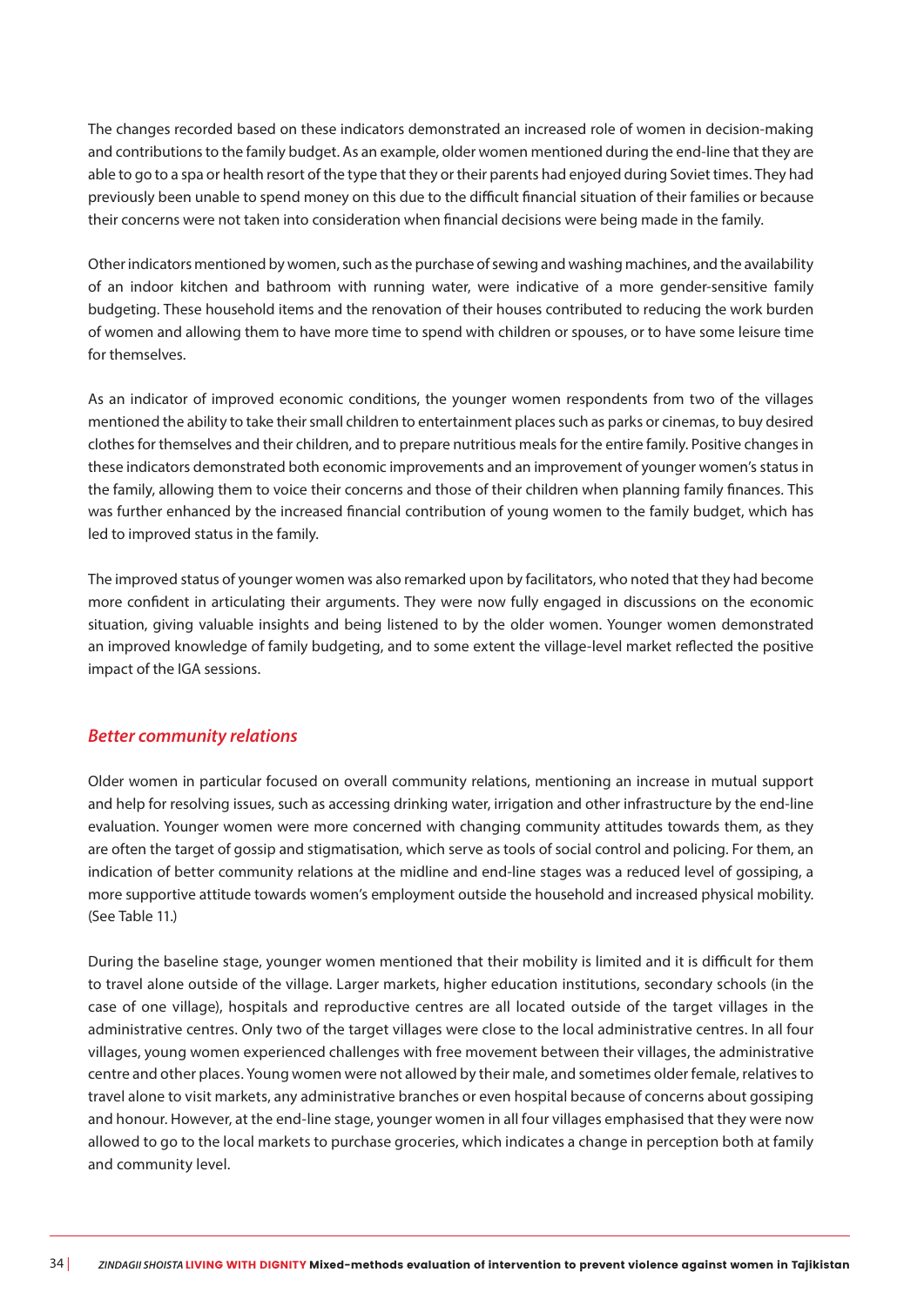The changes recorded based on these indicators demonstrated an increased role of women in decision-making and contributions to the family budget. As an example, older women mentioned during the end-line that they are able to go to a spa or health resort of the type that they or their parents had enjoyed during Soviet times. They had previously been unable to spend money on this due to the difficult financial situation of their families or because their concerns were not taken into consideration when financial decisions were being made in the family.

Other indicators mentioned by women, such as the purchase of sewing and washing machines, and the availability of an indoor kitchen and bathroom with running water, were indicative of a more gender-sensitive family budgeting. These household items and the renovation of their houses contributed to reducing the work burden of women and allowing them to have more time to spend with children or spouses, or to have some leisure time for themselves.

As an indicator of improved economic conditions, the younger women respondents from two of the villages mentioned the ability to take their small children to entertainment places such as parks or cinemas, to buy desired clothes for themselves and their children, and to prepare nutritious meals for the entire family. Positive changes in these indicators demonstrated both economic improvements and an improvement of younger women's status in the family, allowing them to voice their concerns and those of their children when planning family finances. This was further enhanced by the increased financial contribution of young women to the family budget, which has led to improved status in the family.

The improved status of younger women was also remarked upon by facilitators, who noted that they had become more confident in articulating their arguments. They were now fully engaged in discussions on the economic situation, giving valuable insights and being listened to by the older women. Younger women demonstrated an improved knowledge of family budgeting, and to some extent the village-level market reflected the positive impact of the IGA sessions.

### *Better community relations*

Older women in particular focused on overall community relations, mentioning an increase in mutual support and help for resolving issues, such as accessing drinking water, irrigation and other infrastructure by the end-line evaluation. Younger women were more concerned with changing community attitudes towards them, as they are often the target of gossip and stigmatisation, which serve as tools of social control and policing. For them, an indication of better community relations at the midline and end-line stages was a reduced level of gossiping, a more supportive attitude towards women's employment outside the household and increased physical mobility. (See Table 11.)

During the baseline stage, younger women mentioned that their mobility is limited and it is difficult for them to travel alone outside of the village. Larger markets, higher education institutions, secondary schools (in the case of one village), hospitals and reproductive centres are all located outside of the target villages in the administrative centres. Only two of the target villages were close to the local administrative centres. In all four villages, young women experienced challenges with free movement between their villages, the administrative centre and other places. Young women were not allowed by their male, and sometimes older female, relatives to travel alone to visit markets, any administrative branches or even hospital because of concerns about gossiping and honour. However, at the end-line stage, younger women in all four villages emphasised that they were now allowed to go to the local markets to purchase groceries, which indicates a change in perception both at family and community level.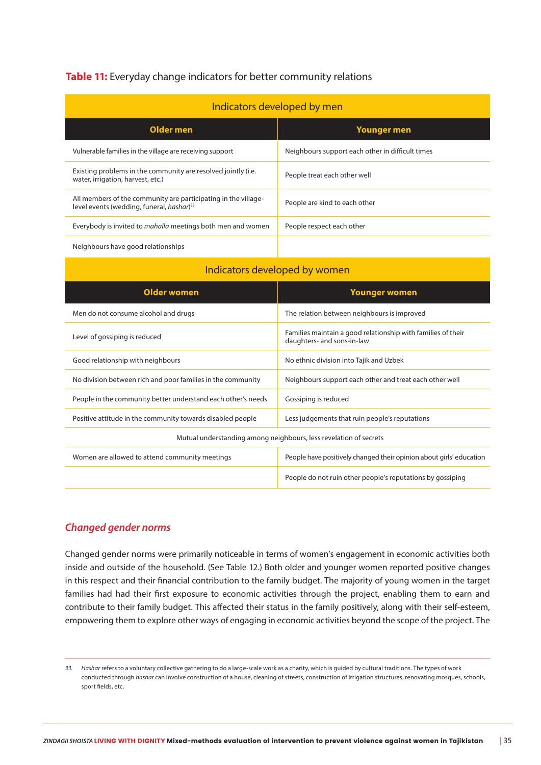**Table 11:** Everyday change indicators for better community relations

| Indicators developed by men | |
|---|---|
| **Older men** | **Younger men** |
| Vulnerable families in the village are receiving support | Neighbours support each other in difficult times |
| Existing problems in the community are resolved jointly (i.e. water, irrigation, harvest, etc.) | People treat each other well |
| All members of the community are participating in the village-level events (wedding, funeral, *hashar*)[33] | People are kind to each other |
| Everybody is invited to *mahalla* meetings both men and women | People respect each other |
| Neighbours have good relationships | |
| **Indicators developed by women** | |
| **Older women** | **Younger women** |
| Men do not consume alcohol and drugs | The relation between neighbours is improved |
| Level of gossiping is reduced | Families maintain a good relationship with families of their daughters- and sons-in-law |
| Good relationship with neighbours | No ethnic division into Tajik and Uzbek |
| No division between rich and poor families in the community | Neighbours support each other and treat each other well |
| People in the community better understand each other's needs | Gossiping is reduced |
| Positive attitude in the community towards disabled people | Less judgements that ruin people's reputations |
| Mutual understanding among neighbours, less revelation of secrets | |
| Women are allowed to attend community meetings | People have positively changed their opinion about girls' education |
| | People do not ruin other people's reputations by gossiping |

## *Changed gender norms*

Changed gender norms were primarily noticeable in terms of women's engagement in economic activities both inside and outside of the household. (See Table 12.) Both older and younger women reported positive changes in this respect and their financial contribution to the family budget. The majority of young women in the target families had had their first exposure to economic activities through the project, enabling them to earn and contribute to their family budget. This affected their status in the family positively, along with their self-esteem, empowering them to explore other ways of engaging in economic activities beyond the scope of the project. The

---

33. *Hashar* refers to a voluntary collective gathering to do a large-scale work as a charity, which is guided by cultural traditions. The types of work conducted through *hashar* can involve construction of a house, cleaning of streets, construction of irrigation structures, renovating mosques, schools, sport fields, etc.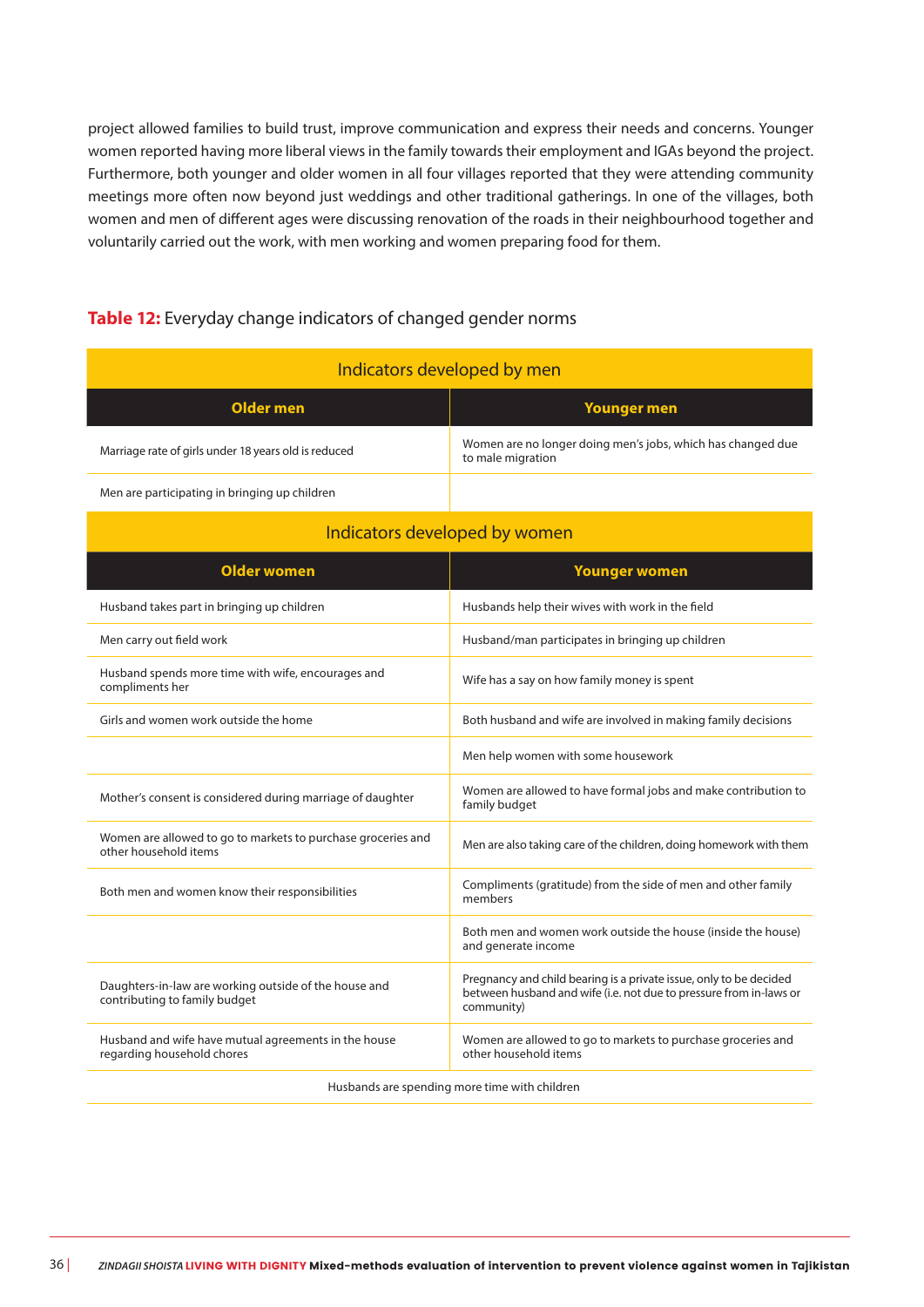project allowed families to build trust, improve communication and express their needs and concerns. Younger women reported having more liberal views in the family towards their employment and IGAs beyond the project. Furthermore, both younger and older women in all four villages reported that they were attending community meetings more often now beyond just weddings and other traditional gatherings. In one of the villages, both women and men of different ages were discussing renovation of the roads in their neighbourhood together and voluntarily carried out the work, with men working and women preparing food for them.

**Table 12:** Everyday change indicators of changed gender norms

| Indicators developed by men | |
|---|---|
| **Older men** | **Younger men** |
| Marriage rate of girls under 18 years old is reduced | Women are no longer doing men's jobs, which has changed due to male migration |
| Men are participating in bringing up children | |
| **Indicators developed by women** | |
| **Older women** | **Younger women** |
| Husband takes part in bringing up children | Husbands help their wives with work in the field |
| Men carry out field work | Husband/man participates in bringing up children |
| Husband spends more time with wife, encourages and compliments her | Wife has a say on how family money is spent |
| Girls and women work outside the home | Both husband and wife are involved in making family decisions |
| | Men help women with some housework |
| Mother's consent is considered during marriage of daughter | Women are allowed to have formal jobs and make contribution to family budget |
| Women are allowed to go to markets to purchase groceries and other household items | Men are also taking care of the children, doing homework with them |
| Both men and women know their responsibilities | Compliments (gratitude) from the side of men and other family members |
| | Both men and women work outside the house (inside the house) and generate income |
| Daughters-in-law are working outside of the house and contributing to family budget | Pregnancy and child bearing is a private issue, only to be decided between husband and wife (i.e. not due to pressure from in-laws or community) |
| Husband and wife have mutual agreements in the house regarding household chores | Women are allowed to go to markets to purchase groceries and other household items |
| Husbands are spending more time with children | |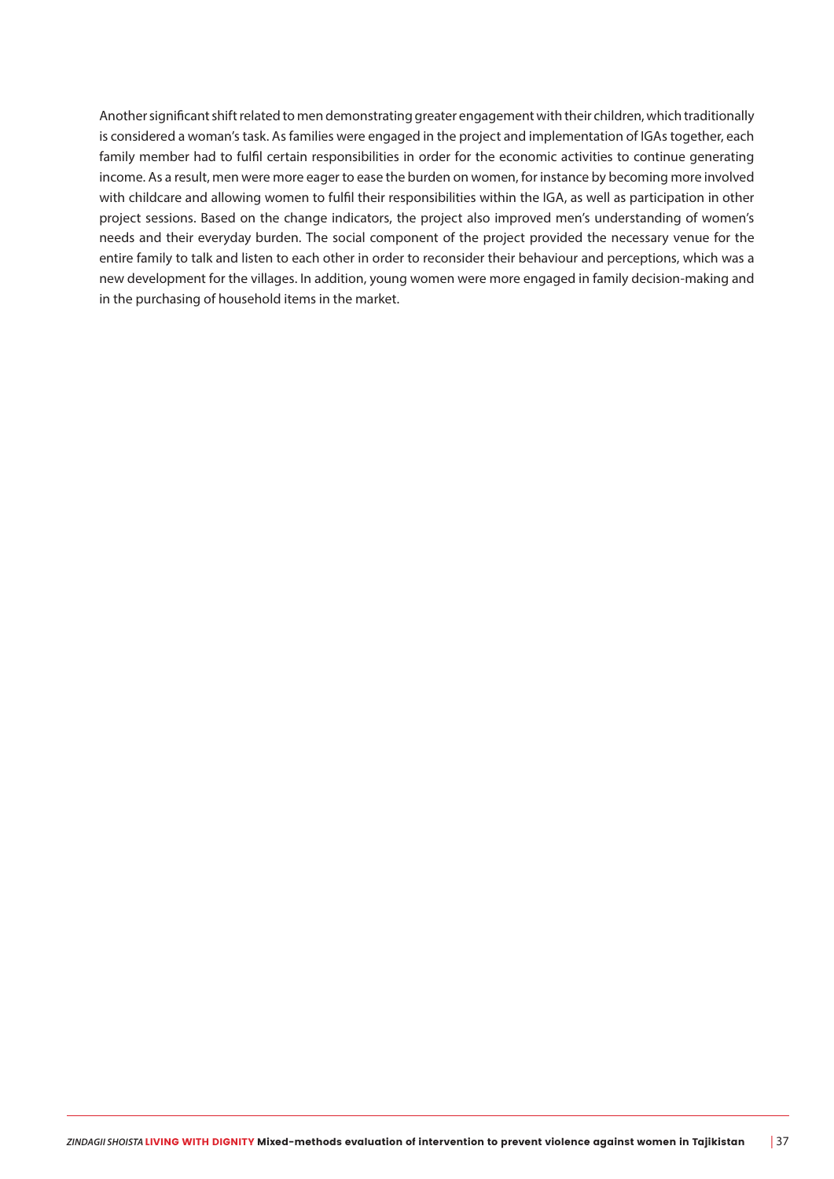Another significant shift related to men demonstrating greater engagement with their children, which traditionally is considered a woman's task. As families were engaged in the project and implementation of IGAs together, each family member had to fulfil certain responsibilities in order for the economic activities to continue generating income. As a result, men were more eager to ease the burden on women, for instance by becoming more involved with childcare and allowing women to fulfil their responsibilities within the IGA, as well as participation in other project sessions. Based on the change indicators, the project also improved men's understanding of women's needs and their everyday burden. The social component of the project provided the necessary venue for the entire family to talk and listen to each other in order to reconsider their behaviour and perceptions, which was a new development for the villages. In addition, young women were more engaged in family decision-making and in the purchasing of household items in the market.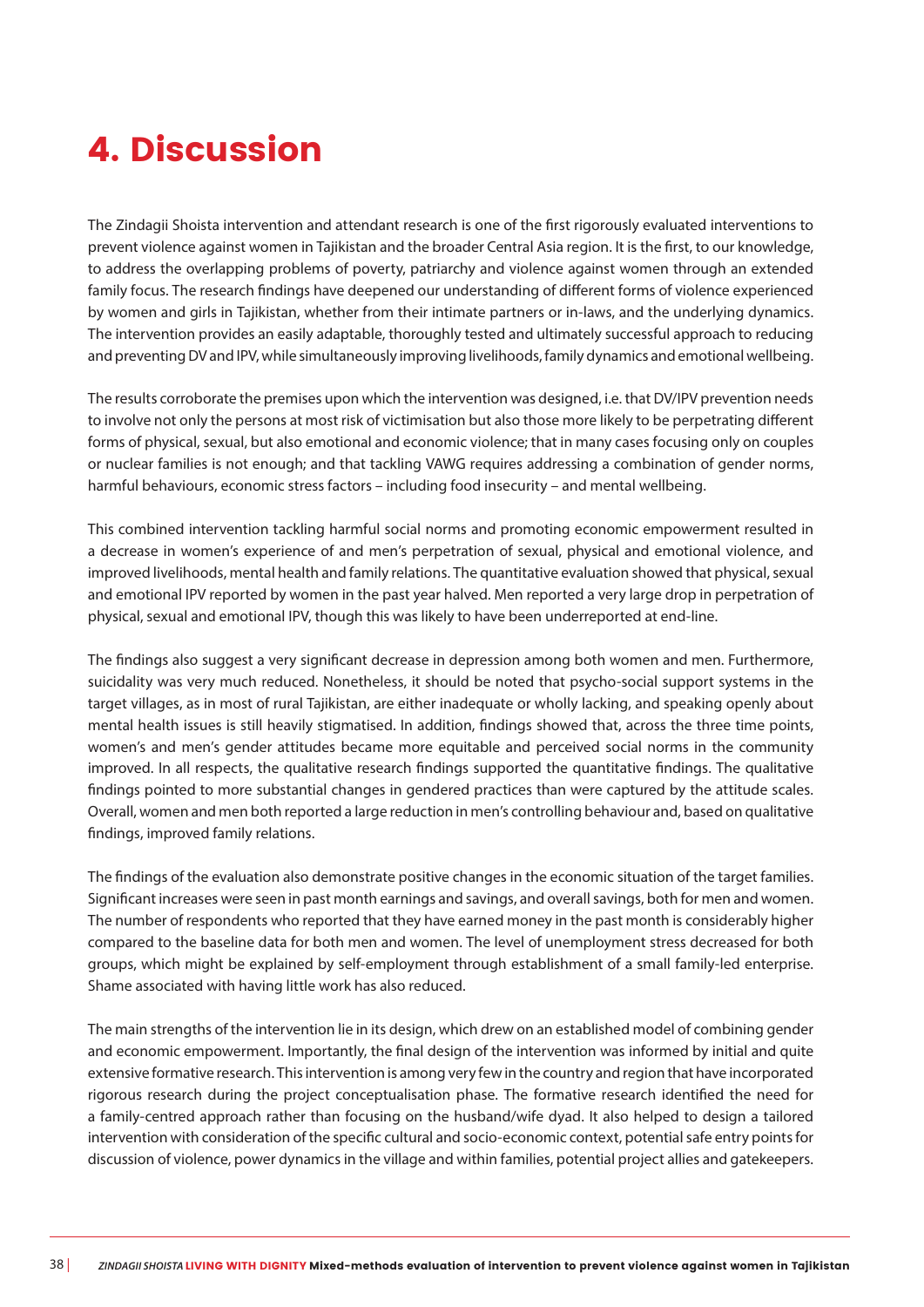# 4. Discussion

The Zindagii Shoista intervention and attendant research is one of the first rigorously evaluated interventions to prevent violence against women in Tajikistan and the broader Central Asia region. It is the first, to our knowledge, to address the overlapping problems of poverty, patriarchy and violence against women through an extended family focus. The research findings have deepened our understanding of different forms of violence experienced by women and girls in Tajikistan, whether from their intimate partners or in-laws, and the underlying dynamics. The intervention provides an easily adaptable, thoroughly tested and ultimately successful approach to reducing and preventing DV and IPV, while simultaneously improving livelihoods, family dynamics and emotional wellbeing.

The results corroborate the premises upon which the intervention was designed, i.e. that DV/IPV prevention needs to involve not only the persons at most risk of victimisation but also those more likely to be perpetrating different forms of physical, sexual, but also emotional and economic violence; that in many cases focusing only on couples or nuclear families is not enough; and that tackling VAWG requires addressing a combination of gender norms, harmful behaviours, economic stress factors – including food insecurity – and mental wellbeing.

This combined intervention tackling harmful social norms and promoting economic empowerment resulted in a decrease in women's experience of and men's perpetration of sexual, physical and emotional violence, and improved livelihoods, mental health and family relations. The quantitative evaluation showed that physical, sexual and emotional IPV reported by women in the past year halved. Men reported a very large drop in perpetration of physical, sexual and emotional IPV, though this was likely to have been underreported at end-line.

The findings also suggest a very significant decrease in depression among both women and men. Furthermore, suicidality was very much reduced. Nonetheless, it should be noted that psycho-social support systems in the target villages, as in most of rural Tajikistan, are either inadequate or wholly lacking, and speaking openly about mental health issues is still heavily stigmatised. In addition, findings showed that, across the three time points, women's and men's gender attitudes became more equitable and perceived social norms in the community improved. In all respects, the qualitative research findings supported the quantitative findings. The qualitative findings pointed to more substantial changes in gendered practices than were captured by the attitude scales. Overall, women and men both reported a large reduction in men's controlling behaviour and, based on qualitative findings, improved family relations.

The findings of the evaluation also demonstrate positive changes in the economic situation of the target families. Significant increases were seen in past month earnings and savings, and overall savings, both for men and women. The number of respondents who reported that they have earned money in the past month is considerably higher compared to the baseline data for both men and women. The level of unemployment stress decreased for both groups, which might be explained by self-employment through establishment of a small family-led enterprise. Shame associated with having little work has also reduced.

The main strengths of the intervention lie in its design, which drew on an established model of combining gender and economic empowerment. Importantly, the final design of the intervention was informed by initial and quite extensive formative research. This intervention is among very few in the country and region that have incorporated rigorous research during the project conceptualisation phase. The formative research identified the need for a family-centred approach rather than focusing on the husband/wife dyad. It also helped to design a tailored intervention with consideration of the specific cultural and socio-economic context, potential safe entry points for discussion of violence, power dynamics in the village and within families, potential project allies and gatekeepers.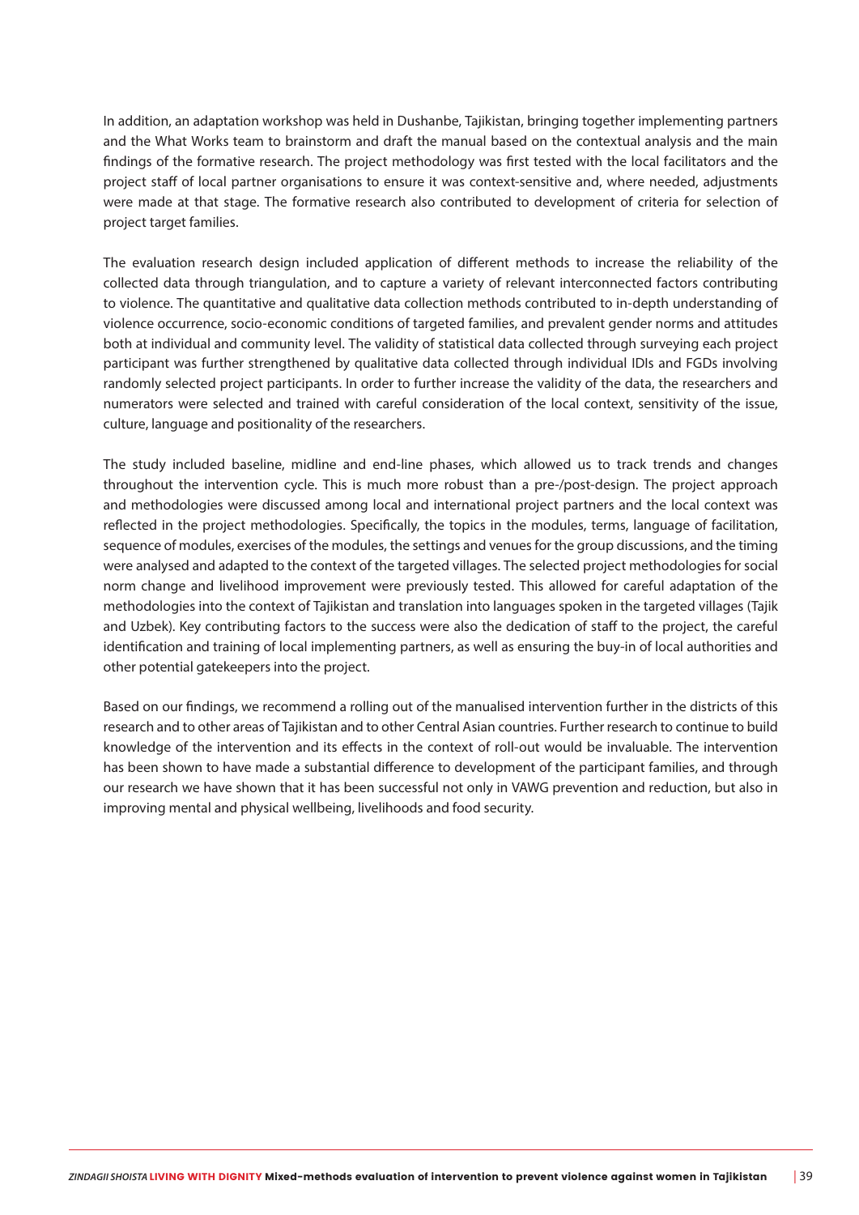In addition, an adaptation workshop was held in Dushanbe, Tajikistan, bringing together implementing partners and the What Works team to brainstorm and draft the manual based on the contextual analysis and the main findings of the formative research. The project methodology was first tested with the local facilitators and the project staff of local partner organisations to ensure it was context-sensitive and, where needed, adjustments were made at that stage. The formative research also contributed to development of criteria for selection of project target families.

The evaluation research design included application of different methods to increase the reliability of the collected data through triangulation, and to capture a variety of relevant interconnected factors contributing to violence. The quantitative and qualitative data collection methods contributed to in-depth understanding of violence occurrence, socio-economic conditions of targeted families, and prevalent gender norms and attitudes both at individual and community level. The validity of statistical data collected through surveying each project participant was further strengthened by qualitative data collected through individual IDIs and FGDs involving randomly selected project participants. In order to further increase the validity of the data, the researchers and numerators were selected and trained with careful consideration of the local context, sensitivity of the issue, culture, language and positionality of the researchers.

The study included baseline, midline and end-line phases, which allowed us to track trends and changes throughout the intervention cycle. This is much more robust than a pre-/post-design. The project approach and methodologies were discussed among local and international project partners and the local context was reflected in the project methodologies. Specifically, the topics in the modules, terms, language of facilitation, sequence of modules, exercises of the modules, the settings and venues for the group discussions, and the timing were analysed and adapted to the context of the targeted villages. The selected project methodologies for social norm change and livelihood improvement were previously tested. This allowed for careful adaptation of the methodologies into the context of Tajikistan and translation into languages spoken in the targeted villages (Tajik and Uzbek). Key contributing factors to the success were also the dedication of staff to the project, the careful identification and training of local implementing partners, as well as ensuring the buy-in of local authorities and other potential gatekeepers into the project.

Based on our findings, we recommend a rolling out of the manualised intervention further in the districts of this research and to other areas of Tajikistan and to other Central Asian countries. Further research to continue to build knowledge of the intervention and its effects in the context of roll-out would be invaluable. The intervention has been shown to have made a substantial difference to development of the participant families, and through our research we have shown that it has been successful not only in VAWG prevention and reduction, but also in improving mental and physical wellbeing, livelihoods and food security.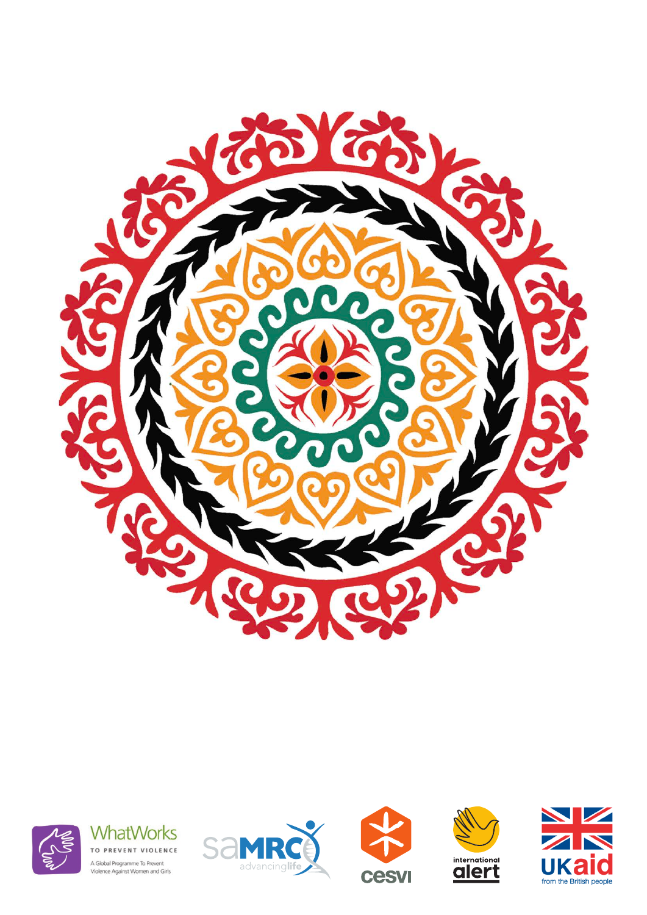WhatWorks

TO PREVENT VIOLENCE

A Global Programme To Prevent Violence Against Women and Girls

samrc advancinglife

cesvi

international alert

UKaid from the British people